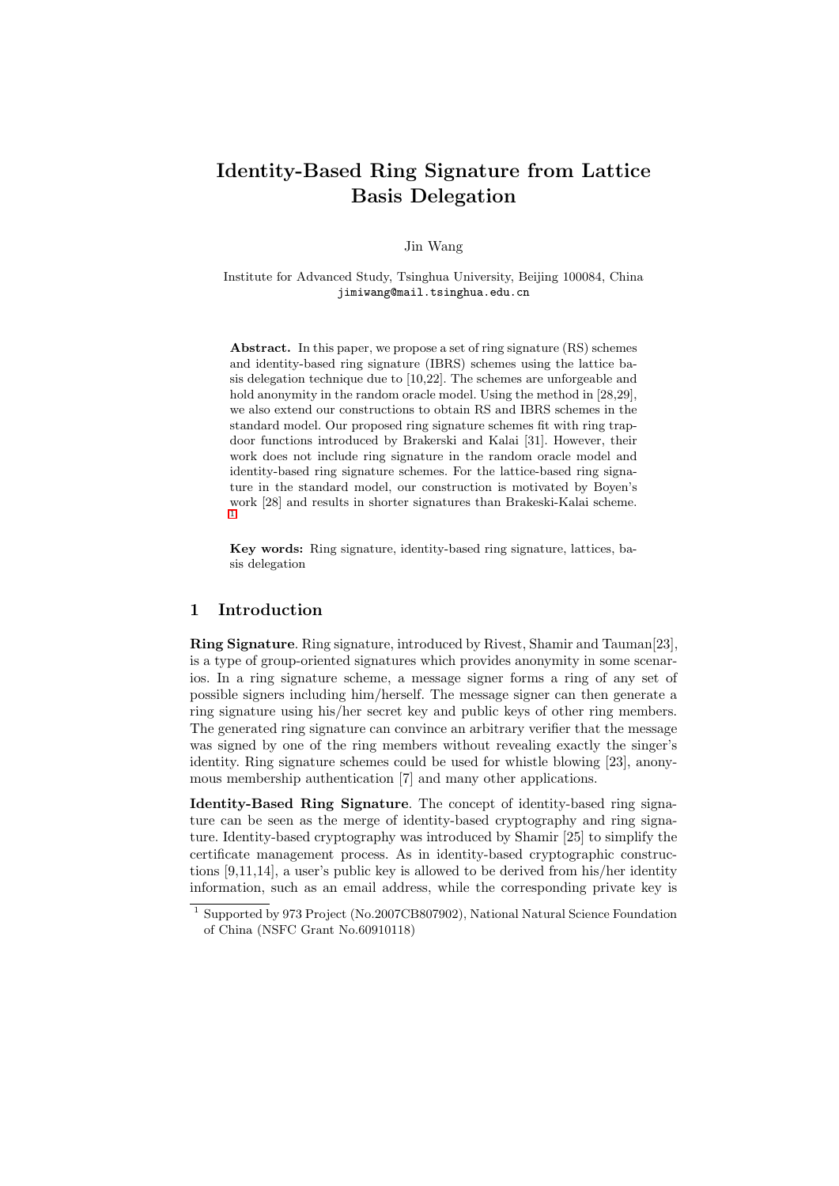# Identity-Based Ring Signature from Lattice Basis Delegation

Jin Wang

Institute for Advanced Study, Tsinghua University, Beijing 100084, China
jimiwang@mail.tsinghua.edu.cn

**Abstract.** In this paper, we propose a set of ring signature (RS) schemes and identity-based ring signature (IBRS) schemes using the lattice basis delegation technique due to [10,22]. The schemes are unforgeable and hold anonymity in the random oracle model. Using the method in [28,29], we also extend our constructions to obtain RS and IBRS schemes in the standard model. Our proposed ring signature schemes fit with ring trapdoor functions introduced by Brakerski and Kalai [31]. However, their work does not include ring signature in the random oracle model and identity-based ring signature schemes. For the lattice-based ring signature in the standard model, our construction is motivated by Boyen's work [28] and results in shorter signatures than Brakeski-Kalai scheme. [1]

**Key words:** Ring signature, identity-based ring signature, lattices, basis delegation

## 1 Introduction

**Ring Signature**. Ring signature, introduced by Rivest, Shamir and Tauman[23], is a type of group-oriented signatures which provides anonymity in some scenarios. In a ring signature scheme, a message signer forms a ring of any set of possible signers including him/herself. The message signer can then generate a ring signature using his/her secret key and public keys of other ring members. The generated ring signature can convince an arbitrary verifier that the message was signed by one of the ring members without revealing exactly the singer's identity. Ring signature schemes could be used for whistle blowing [23], anonymous membership authentication [7] and many other applications.

**Identity-Based Ring Signature**. The concept of identity-based ring signature can be seen as the merge of identity-based cryptography and ring signature. Identity-based cryptography was introduced by Shamir [25] to simplify the certificate management process. As in identity-based cryptographic constructions [9,11,14], a user's public key is allowed to be derived from his/her identity information, such as an email address, while the corresponding private key is

[1] Supported by 973 Project (No.2007CB807902), National Natural Science Foundation of China (NSFC Grant No.60910118)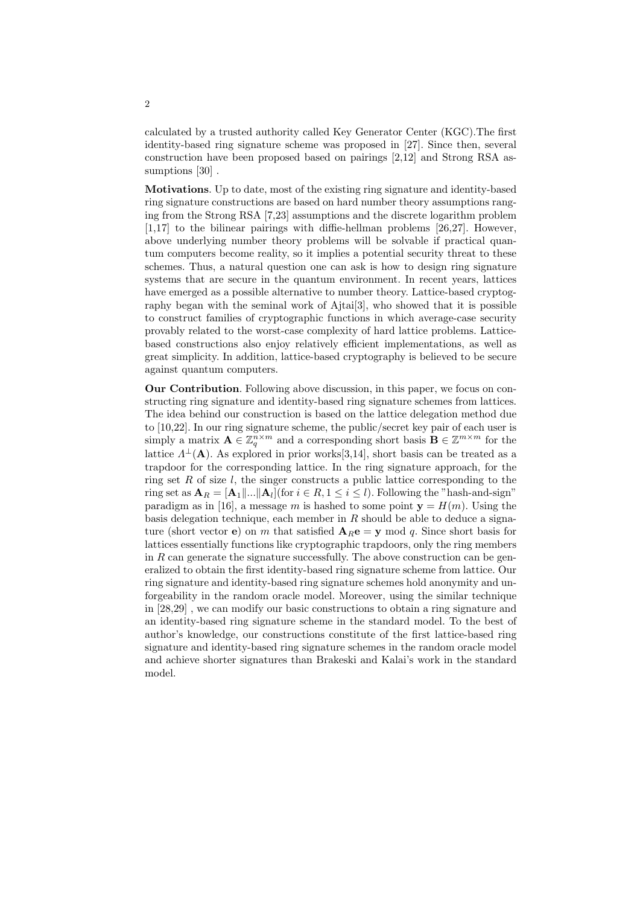calculated by a trusted authority called Key Generator Center (KGC).The first identity-based ring signature scheme was proposed in [27]. Since then, several construction have been proposed based on pairings [2,12] and Strong RSA assumptions [30] .

**Motivations**. Up to date, most of the existing ring signature and identity-based ring signature constructions are based on hard number theory assumptions ranging from the Strong RSA [7,23] assumptions and the discrete logarithm problem [1,17] to the bilinear pairings with diffie-hellman problems [26,27]. However, above underlying number theory problems will be solvable if practical quantum computers become reality, so it implies a potential security threat to these schemes. Thus, a natural question one can ask is how to design ring signature systems that are secure in the quantum environment. In recent years, lattices have emerged as a possible alternative to number theory. Lattice-based cryptography began with the seminal work of Ajtai[3], who showed that it is possible to construct families of cryptographic functions in which average-case security provably related to the worst-case complexity of hard lattice problems. Lattice-based constructions also enjoy relatively efficient implementations, as well as great simplicity. In addition, lattice-based cryptography is believed to be secure against quantum computers.

**Our Contribution**. Following above discussion, in this paper, we focus on constructing ring signature and identity-based ring signature schemes from lattices. The idea behind our construction is based on the lattice delegation method due to [10,22]. In our ring signature scheme, the public/secret key pair of each user is simply a matrix $\mathbf{A} \in \mathbb{Z}_q^{n\times m}$ and a corresponding short basis $\mathbf{B} \in \mathbb{Z}^{m\times m}$ for the lattice $\Lambda^{\perp}(\mathbf{A})$. As explored in prior works[3,14], short basis can be treated as a trapdoor for the corresponding lattice. In the ring signature approach, for the ring set $R$ of size $l$, the singer constructs a public lattice corresponding to the ring set as $\mathbf{A}_R = [\mathbf{A}_1\|...\|\mathbf{A}_l]$(for $i \in R, 1 \leq i \leq l$). Following the "hash-and-sign" paradigm as in [16], a message $m$ is hashed to some point $\mathbf{y} = H(m)$. Using the basis delegation technique, each member in $R$ should be able to deduce a signature (short vector $\mathbf{e}$) on $m$ that satisfied $\mathbf{A}_R\mathbf{e} = \mathbf{y} \bmod q$. Since short basis for lattices essentially functions like cryptographic trapdoors, only the ring members in $R$ can generate the signature successfully. The above construction can be generalized to obtain the first identity-based ring signature scheme from lattice. Our ring signature and identity-based ring signature schemes hold anonymity and unforgeability in the random oracle model. Moreover, using the similar technique in [28,29] , we can modify our basic constructions to obtain a ring signature and an identity-based ring signature scheme in the standard model. To the best of author's knowledge, our constructions constitute of the first lattice-based ring signature and identity-based ring signature schemes in the random oracle model and achieve shorter signatures than Brakeski and Kalai's work in the standard model.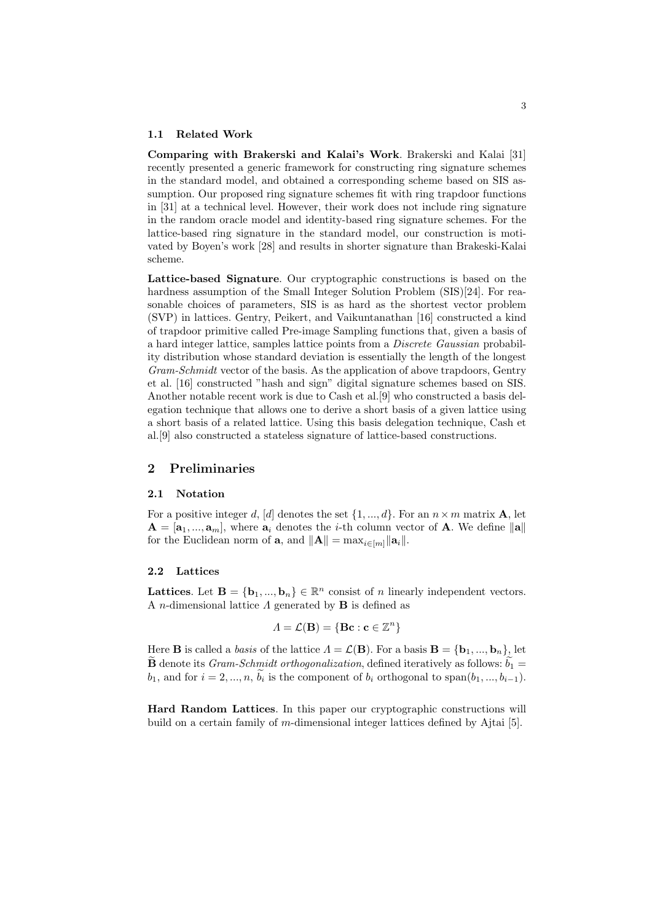### 1.1 Related Work

**Comparing with Brakerski and Kalai's Work**. Brakerski and Kalai [31] recently presented a generic framework for constructing ring signature schemes in the standard model, and obtained a corresponding scheme based on SIS assumption. Our proposed ring signature schemes fit with ring trapdoor functions in [31] at a technical level. However, their work does not include ring signature in the random oracle model and identity-based ring signature schemes. For the lattice-based ring signature in the standard model, our construction is motivated by Boyen's work [28] and results in shorter signature than Brakeski-Kalai scheme.

**Lattice-based Signature**. Our cryptographic constructions is based on the hardness assumption of the Small Integer Solution Problem (SIS)[24]. For reasonable choices of parameters, SIS is as hard as the shortest vector problem (SVP) in lattices. Gentry, Peikert, and Vaikuntanathan [16] constructed a kind of trapdoor primitive called Pre-image Sampling functions that, given a basis of a hard integer lattice, samples lattice points from a *Discrete Gaussian* probability distribution whose standard deviation is essentially the length of the longest *Gram-Schmidt* vector of the basis. As the application of above trapdoors, Gentry et al. [16] constructed "hash and sign" digital signature schemes based on SIS. Another notable recent work is due to Cash et al.[9] who constructed a basis delegation technique that allows one to derive a short basis of a given lattice using a short basis of a related lattice. Using this basis delegation technique, Cash et al.[9] also constructed a stateless signature of lattice-based constructions.

## 2 Preliminaries

### 2.1 Notation

For a positive integer $d$, $[d]$ denotes the set $\{1, ..., d\}$. For an $n \times m$ matrix $\mathbf{A}$, let $\mathbf{A} = [\mathbf{a}_1, ..., \mathbf{a}_m]$, where $\mathbf{a}_i$ denotes the $i$-th column vector of $\mathbf{A}$. We define $\|\mathbf{a}\|$ for the Euclidean norm of $\mathbf{a}$, and $\|\mathbf{A}\| = \max_{i\in[m]}\|\mathbf{a}_i\|$.

### 2.2 Lattices

**Lattices**. Let $\mathbf{B} = \{\mathbf{b}_1, ..., \mathbf{b}_n\} \in \mathbb{R}^n$ consist of $n$ linearly independent vectors. A $n$-dimensional lattice $\Lambda$ generated by $\mathbf{B}$ is defined as

$$\Lambda = \mathcal{L}(\mathbf{B}) = \{\mathbf{Bc} : \mathbf{c} \in \mathbb{Z}^n\}$$

Here $\mathbf{B}$ is called a *basis* of the lattice $\Lambda = \mathcal{L}(\mathbf{B})$. For a basis $\mathbf{B} = \{\mathbf{b}_1, ..., \mathbf{b}_n\}$, let $\widetilde{\mathbf{B}}$ denote its *Gram-Schmidt orthogonalization*, defined iteratively as follows: $\widetilde{b_1} = b_1$, and for $i = 2, ..., n$, $\widetilde{b_i}$ is the component of $b_i$ orthogonal to $\text{span}(b_1, ..., b_{i-1})$.

**Hard Random Lattices**. In this paper our cryptographic constructions will build on a certain family of $m$-dimensional integer lattices defined by Ajtai [5].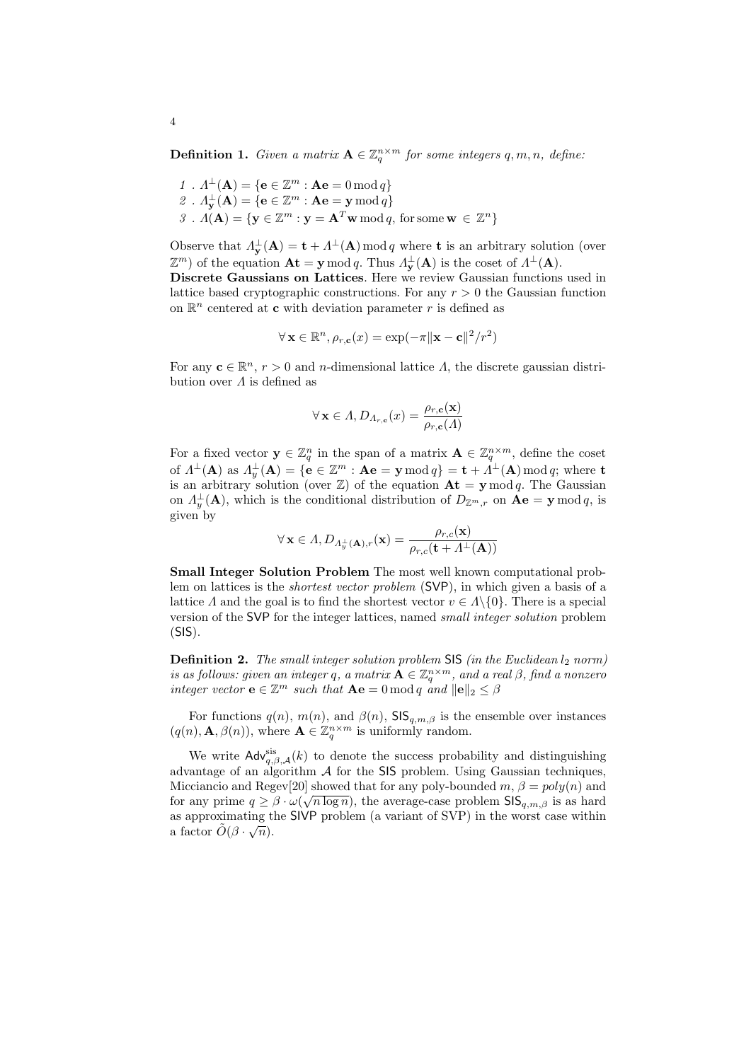**Definition 1.** *Given a matrix* $\mathbf{A} \in \mathbb{Z}_q^{n\times m}$ *for some integers* $q, m, n$*, define:*

1 . $\Lambda^{\perp}(\mathbf{A}) = \{\mathbf{e} \in \mathbb{Z}^m : \mathbf{A}\mathbf{e} = 0 \bmod q\}$
2 . $\Lambda^{\perp}_{\mathbf{y}}(\mathbf{A}) = \{\mathbf{e} \in \mathbb{Z}^m : \mathbf{A}\mathbf{e} = \mathbf{y} \bmod q\}$
3 . $\Lambda(\mathbf{A}) = \{\mathbf{y} \in \mathbb{Z}^m : \mathbf{y} = \mathbf{A}^T\mathbf{w} \bmod q, \text{for some}\, \mathbf{w} \in \mathbb{Z}^n\}$

Observe that $\Lambda^{\perp}_{\mathbf{y}}(\mathbf{A}) = \mathbf{t} + \Lambda^{\perp}(\mathbf{A}) \bmod q$ where $\mathbf{t}$ is an arbitrary solution (over $\mathbb{Z}^m$) of the equation $\mathbf{At} = \mathbf{y} \bmod q$. Thus $\Lambda^{\perp}_{\mathbf{y}}(\mathbf{A})$ is the coset of $\Lambda^{\perp}(\mathbf{A})$.

**Discrete Gaussians on Lattices**. Here we review Gaussian functions used in lattice based cryptographic constructions. For any $r > 0$ the Gaussian function on $\mathbb{R}^n$ centered at $\mathbf{c}$ with deviation parameter $r$ is defined as

$$\forall\, \mathbf{x} \in \mathbb{R}^n, \rho_{r,\mathbf{c}}(x) = \exp(-\pi\|\mathbf{x} - \mathbf{c}\|^2/r^2)$$

For any $\mathbf{c} \in \mathbb{R}^n$, $r > 0$ and $n$-dimensional lattice $\Lambda$, the discrete gaussian distribution over $\Lambda$ is defined as

$$\forall\, \mathbf{x} \in \Lambda, D_{\Lambda_{r,\mathbf{c}}}(x) = \frac{\rho_{r,\mathbf{c}}(\mathbf{x})}{\rho_{r,\mathbf{c}}(\Lambda)}$$

For a fixed vector $\mathbf{y} \in \mathbb{Z}_q^n$ in the span of a matrix $\mathbf{A} \in \mathbb{Z}_q^{n\times m}$, define the coset of $\Lambda^{\perp}(\mathbf{A})$ as $\Lambda^{\perp}_{y}(\mathbf{A}) = \{\mathbf{e} \in \mathbb{Z}^m : \mathbf{Ae} = \mathbf{y} \bmod q\} = \mathbf{t} + \Lambda^{\perp}(\mathbf{A}) \bmod q$; where $\mathbf{t}$ is an arbitrary solution (over $\mathbb{Z}$) of the equation $\mathbf{At} = \mathbf{y} \bmod q$. The Gaussian on $\Lambda^{\perp}_{y}(\mathbf{A})$, which is the conditional distribution of $D_{\mathbb{Z}^m,r}$ on $\mathbf{Ae} = \mathbf{y} \bmod q$, is given by

$$\forall\, \mathbf{x} \in \Lambda, D_{\Lambda^{\perp}_{y}(\mathbf{A}),r}(\mathbf{x}) = \frac{\rho_{r,c}(\mathbf{x})}{\rho_{r,c}(\mathbf{t} + \Lambda^{\perp}(\mathbf{A}))}$$

**Small Integer Solution Problem** The most well known computational problem on lattices is the *shortest vector problem* (SVP), in which given a basis of a lattice $\Lambda$ and the goal is to find the shortest vector $v \in \Lambda\backslash\{0\}$. There is a special version of the SVP for the integer lattices, named *small integer solution* problem (SIS).

**Definition 2.** *The small integer solution problem* SIS *(in the Euclidean* $l_2$ *norm) is as follows: given an integer* $q$*, a matrix* $\mathbf{A} \in \mathbb{Z}_q^{n\times m}$*, and a real* $\beta$*, find a nonzero integer vector* $\mathbf{e} \in \mathbb{Z}^m$ *such that* $\mathbf{Ae} = 0 \bmod q$ *and* $\|\mathbf{e}\|_2 \leq \beta$

For functions $q(n)$, $m(n)$, and $\beta(n)$, $\mathsf{SIS}_{q,m,\beta}$ is the ensemble over instances $(q(n), \mathbf{A}, \beta(n))$, where $\mathbf{A} \in \mathbb{Z}_q^{n\times m}$ is uniformly random.

We write $\mathsf{Adv}^{\mathrm{sis}}_{q,\beta,\mathcal{A}}(k)$ to denote the success probability and distinguishing advantage of an algorithm $\mathcal{A}$ for the SIS problem. Using Gaussian techniques, Micciancio and Regev[20] showed that for any poly-bounded $m$, $\beta = poly(n)$ and for any prime $q \geq \beta \cdot \omega(\sqrt{n \log n})$, the average-case problem $\mathsf{SIS}_{q,m,\beta}$ is as hard as approximating the SIVP problem (a variant of SVP) in the worst case within a factor $\tilde{O}(\beta \cdot \sqrt{n})$.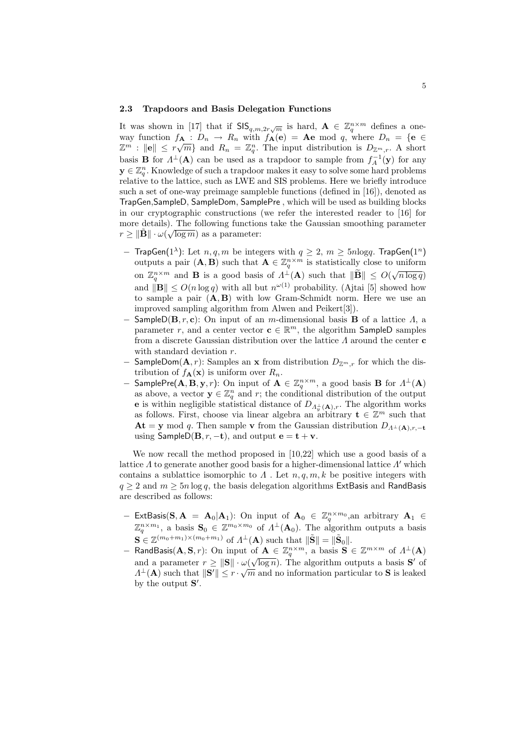### 2.3 Trapdoors and Basis Delegation Functions

It was shown in [17] that if $\mathsf{SIS}_{q,m,2r\sqrt{m}}$ is hard, $\mathbf{A} \in \mathbb{Z}_q^{n\times m}$ defines a one-way function $f_{\mathbf{A}} : D_n \rightarrow R_n$ with $f_{\mathbf{A}}(\mathbf{e}) = \mathbf{A}\mathbf{e} \bmod q$, where $D_n = \{\mathbf{e} \in \mathbb{Z}^m : \|\mathbf{e}\| \leq r\sqrt{m}\}$ and $R_n = \mathbb{Z}_q^n$. The input distribution is $D_{\mathbb{Z}^m,r}$. A short basis $\mathbf{B}$ for $\Lambda^{\perp}(\mathbf{A})$ can be used as a trapdoor to sample from $f_A^{-1}(\mathbf{y})$ for any $\mathbf{y} \in \mathbb{Z}_q^n$. Knowledge of such a trapdoor makes it easy to solve some hard problems relative to the lattice, such as LWE and SIS problems. Here we briefly introduce such a set of one-way preimage sampleble functions (defined in [16]), denoted as $\mathsf{TrapGen}$,$\mathsf{SampleD}$, $\mathsf{SampleDom}$, $\mathsf{SamplePre}$ , which will be used as building blocks in our cryptographic constructions (we refer the interested reader to [16] for more details). The following functions take the Gaussian smoothing parameter $r \geq \|\tilde{\mathbf{B}}\| \cdot \omega(\sqrt{\log m})$ as a parameter:

- $\mathsf{TrapGen}(1^{\lambda})$: Let $n, q, m$ be integers with $q \geq 2$, $m \geq 5n\log q$. $\mathsf{TrapGen}(1^n)$ outputs a pair $(\mathbf{A}, \mathbf{B})$ such that $\mathbf{A} \in \mathbb{Z}_q^{n\times m}$ is statistically close to uniform on $\mathbb{Z}_q^{n\times m}$ and $\mathbf{B}$ is a good basis of $\Lambda^{\perp}(\mathbf{A})$ such that $\|\widetilde{\mathbf{B}}\| \leq O(\sqrt{n \log q})$ and $\|\mathbf{B}\| \leq O(n \log q)$ with all but $n^{\omega(1)}$ probability. (Ajtai [5] showed how to sample a pair $(\mathbf{A}, \mathbf{B})$ with low Gram-Schmidt norm. Here we use an improved sampling algorithm from Alwen and Peikert[3]).
- $\mathsf{SampleD}(\mathbf{B}, r, \mathbf{c})$: On input of an $m$-dimensional basis $\mathbf{B}$ of a lattice $\Lambda$, a parameter $r$, and a center vector $\mathbf{c} \in \mathbb{R}^m$, the algorithm $\mathsf{SampleD}$ samples from a discrete Gaussian distribution over the lattice $\Lambda$ around the center $\mathbf{c}$ with standard deviation $r$.
- $\mathsf{SampleDom}(\mathbf{A}, r)$: Samples an $\mathbf{x}$ from distribution $D_{\mathbb{Z}^m,r}$ for which the distribution of $f_{\mathbf{A}}(\mathbf{x})$ is uniform over $R_n$.
- $\mathsf{SamplePre}(\mathbf{A}, \mathbf{B}, \mathbf{y}, r)$: On input of $\mathbf{A} \in \mathbb{Z}_q^{n\times m}$, a good basis $\mathbf{B}$ for $\Lambda^{\perp}(\mathbf{A})$ as above, a vector $\mathbf{y} \in \mathbb{Z}_q^n$ and $r$; the conditional distribution of the output $\mathbf{e}$ is within negligible statistical distance of $D_{\Lambda_y^{\perp}(\mathbf{A}),r}$. The algorithm works as follows. First, choose via linear algebra an arbitrary $\mathbf{t} \in \mathbb{Z}^m$ such that $\mathbf{A}\mathbf{t} = \mathbf{y} \bmod q$. Then sample $\mathbf{v}$ from the Gaussian distribution $D_{\Lambda^{\perp}(\mathbf{A}),r,-\mathbf{t}}$ using $\mathsf{SampleD}(\mathbf{B}, r, -\mathbf{t})$, and output $\mathbf{e} = \mathbf{t} + \mathbf{v}$.

We now recall the method proposed in [10,22] which use a good basis of a lattice $\Lambda$ to generate another good basis for a higher-dimensional lattice $\Lambda'$ which contains a sublattice isomorphic to $\Lambda$ . Let $n, q, m, k$ be positive integers with $q \geq 2$ and $m \geq 5n \log q$, the basis delegation algorithms $\mathsf{ExtBasis}$ and $\mathsf{RandBasis}$ are described as follows:

- $\mathsf{ExtBasis}(\mathbf{S}, \mathbf{A} = \mathbf{A}_0|\mathbf{A}_1)$: On input of $\mathbf{A}_0 \in \mathbb{Z}_q^{n\times m_0}$,an arbitrary $\mathbf{A}_1 \in \mathbb{Z}_q^{n\times m_1}$, a basis $\mathbf{S}_0 \in \mathbb{Z}^{m_0\times m_0}$ of $\Lambda^{\perp}(\mathbf{A}_0)$. The algorithm outputs a basis $\mathbf{S} \in \mathbb{Z}^{(m_0+m_1)\times(m_0+m_1)}$ of $\Lambda^{\perp}(\mathbf{A})$ such that $\|\tilde{\mathbf{S}}\| = \|\tilde{\mathbf{S}}_0\|$.
- $\mathsf{RandBasis}(\mathbf{A}, \mathbf{S}, r)$: On input of $\mathbf{A} \in \mathbb{Z}_q^{n\times m}$, a basis $\mathbf{S} \in \mathbb{Z}^{m\times m}$ of $\Lambda^{\perp}(\mathbf{A})$ and a parameter $r \geq \|\mathbf{S}\| \cdot \omega(\sqrt{\log n})$. The algorithm outputs a basis $\mathbf{S}'$ of $\Lambda^{\perp}(\mathbf{A})$ such that $\|\mathbf{S}'\| \leq r \cdot \sqrt{m}$ and no information particular to $\mathbf{S}$ is leaked by the output $\mathbf{S}'$.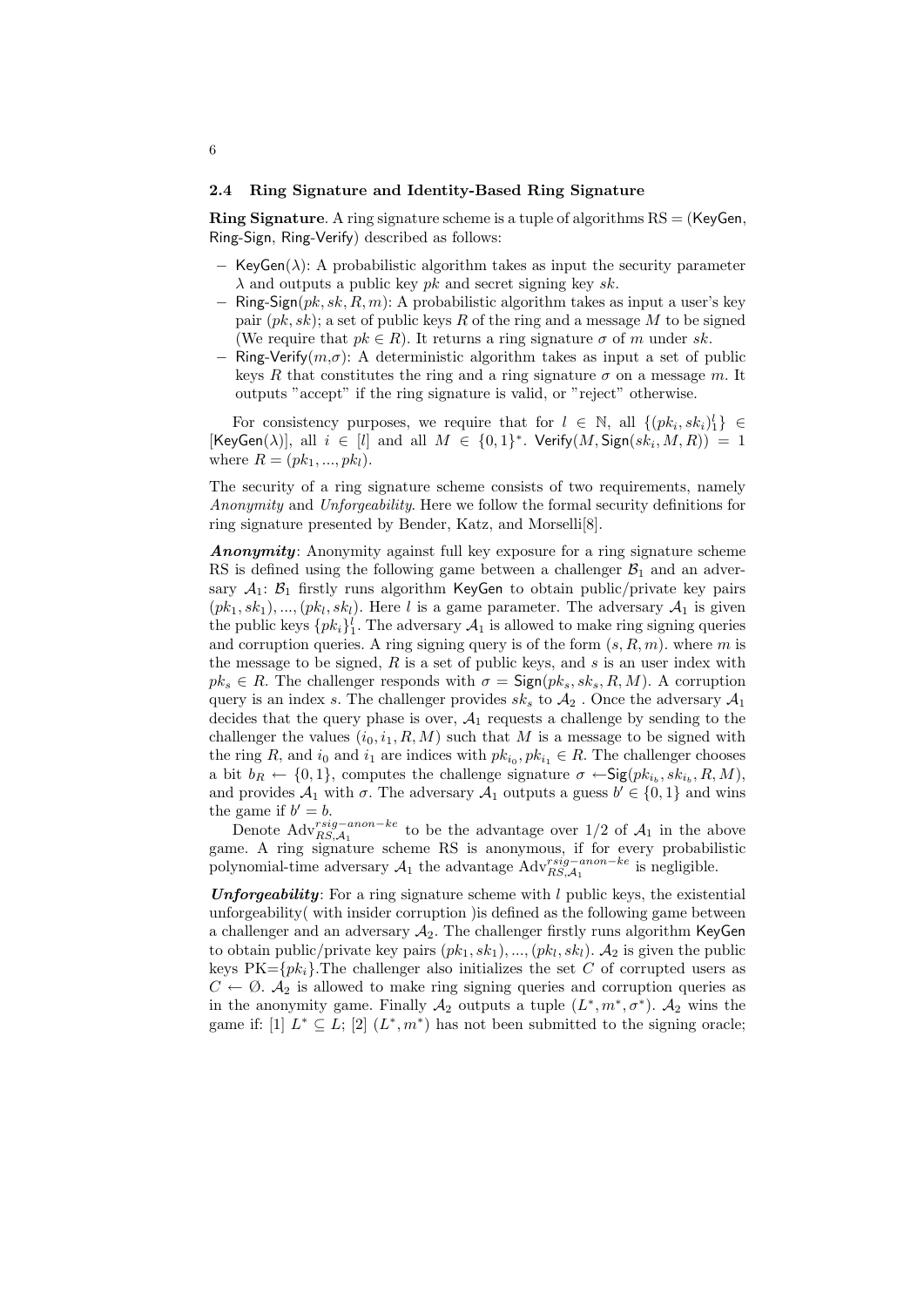### 2.4 Ring Signature and Identity-Based Ring Signature

**Ring Signature**. A ring signature scheme is a tuple of algorithms RS = (KeyGen, Ring-Sign, Ring-Verify) described as follows:

- KeyGen($\lambda$): A probabilistic algorithm takes as input the security parameter $\lambda$ and outputs a public key $pk$ and secret signing key $sk$.
- Ring-Sign($pk, sk, R, m$): A probabilistic algorithm takes as input a user's key pair $(pk, sk)$; a set of public keys $R$ of the ring and a message $M$ to be signed (We require that $pk \in R$). It returns a ring signature $\sigma$ of $m$ under $sk$.
- Ring-Verify($m$,$\sigma$): A deterministic algorithm takes as input a set of public keys $R$ that constitutes the ring and a ring signature $\sigma$ on a message $m$. It outputs "accept" if the ring signature is valid, or "reject" otherwise.

For consistency purposes, we require that for $l \in \mathbb{N}$, all $\{(pk_i, sk_i)_1^l\} \in [\mathsf{KeyGen}(\lambda)]$, all $i \in [l]$ and all $M \in \{0,1\}^*$. $\mathsf{Verify}(M, \mathsf{Sign}(sk_i, M, R)) = 1$ where $R = (pk_1, ..., pk_l)$.

The security of a ring signature scheme consists of two requirements, namely *Anonymity* and *Unforgeability*. Here we follow the formal security definitions for ring signature presented by Bender, Katz, and Morselli[8].

***Anonymity***: Anonymity against full key exposure for a ring signature scheme RS is defined using the following game between a challenger $\mathcal{B}_1$ and an adversary $\mathcal{A}_1$: $\mathcal{B}_1$ firstly runs algorithm KeyGen to obtain public/private key pairs $(pk_1, sk_1), ..., (pk_l, sk_l)$. Here $l$ is a game parameter. The adversary $\mathcal{A}_1$ is given the public keys $\{pk_i\}_1^l$. The adversary $\mathcal{A}_1$ is allowed to make ring signing queries and corruption queries. A ring signing query is of the form $(s, R, m)$. where $m$ is the message to be signed, $R$ is a set of public keys, and $s$ is an user index with $pk_s \in R$. The challenger responds with $\sigma = \mathsf{Sign}(pk_s, sk_s, R, M)$. A corruption query is an index $s$. The challenger provides $sk_s$ to $\mathcal{A}_2$ . Once the adversary $\mathcal{A}_1$ decides that the query phase is over, $\mathcal{A}_1$ requests a challenge by sending to the challenger the values $(i_0, i_1, R, M)$ such that $M$ is a message to be signed with the ring $R$, and $i_0$ and $i_1$ are indices with $pk_{i_0}, pk_{i_1} \in R$. The challenger chooses a bit $b_R \leftarrow \{0,1\}$, computes the challenge signature $\sigma \leftarrow \mathsf{Sig}(pk_{i_b}, sk_{i_b}, R, M)$, and provides $\mathcal{A}_1$ with $\sigma$. The adversary $\mathcal{A}_1$ outputs a guess $b' \in \{0,1\}$ and wins the game if $b' = b$.

Denote $\mathrm{Adv}_{RS,\mathcal{A}_1}^{rsig-anon-ke}$ to be the advantage over 1/2 of $\mathcal{A}_1$ in the above game. A ring signature scheme RS is anonymous, if for every probabilistic polynomial-time adversary $\mathcal{A}_1$ the advantage $\mathrm{Adv}_{RS,\mathcal{A}_1}^{rsig-anon-ke}$ is negligible.

***Unforgeability***: For a ring signature scheme with $l$ public keys, the existential unforgeability( with insider corruption )is defined as the following game between a challenger and an adversary $\mathcal{A}_2$. The challenger firstly runs algorithm KeyGen to obtain public/private key pairs $(pk_1, sk_1), ..., (pk_l, sk_l)$. $\mathcal{A}_2$ is given the public keys PK=$\{pk_i\}$.The challenger also initializes the set $C$ of corrupted users as $C \leftarrow \emptyset$. $\mathcal{A}_2$ is allowed to make ring signing queries and corruption queries as in the anonymity game. Finally $\mathcal{A}_2$ outputs a tuple $(L^*, m^*, \sigma^*)$. $\mathcal{A}_2$ wins the game if: [1] $L^* \subseteq L$; [2] $(L^*, m^*)$ has not been submitted to the signing oracle;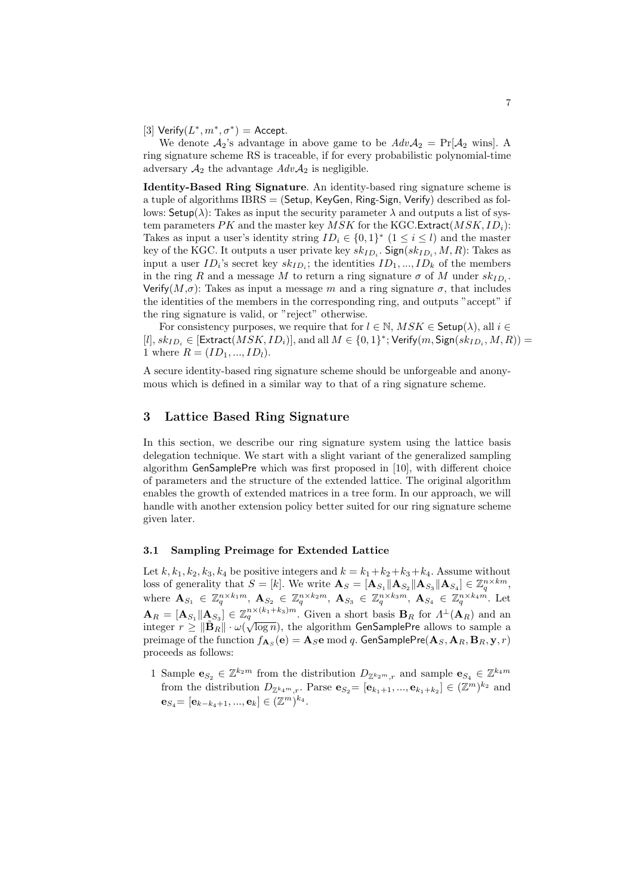[3] $\mathsf{Verify}(L^*, m^*, \sigma^*) = \mathsf{Accept}$.

We denote $\mathcal{A}_2$'s advantage in above game to be $Adv\mathcal{A}_2 = \Pr[\mathcal{A}_2 \text{ wins}]$. A ring signature scheme RS is traceable, if for every probabilistic polynomial-time adversary $\mathcal{A}_2$ the advantage $Adv\mathcal{A}_2$ is negligible.

**Identity-Based Ring Signature**. An identity-based ring signature scheme is a tuple of algorithms IBRS = ($\mathsf{Setup}$, $\mathsf{KeyGen}$, $\mathsf{Ring\text{-}Sign}$, $\mathsf{Verify}$) described as follows: $\mathsf{Setup}(\lambda)$: Takes as input the security parameter $\lambda$ and outputs a list of system parameters $PK$ and the master key $MSK$ for the KGC.$\mathsf{Extract}(MSK, ID_i)$: Takes as input a user's identity string $ID_i \in \{0,1\}^*$ $(1 \leq i \leq l)$ and the master key of the KGC. It outputs a user private key $sk_{ID_i}$. $\mathsf{Sign}(sk_{ID_i}, M, R)$: Takes as input a user $ID_i$'s secret key $sk_{ID_i}$; the identities $ID_1, ..., ID_k$ of the members in the ring $R$ and a message $M$ to return a ring signature $\sigma$ of $M$ under $sk_{ID_i}$. $\mathsf{Verify}(M,\sigma)$: Takes as input a message $m$ and a ring signature $\sigma$, that includes the identities of the members in the corresponding ring, and outputs "accept" if the ring signature is valid, or "reject" otherwise.

For consistency purposes, we require that for $l \in \mathbb{N}$, $MSK \in \mathsf{Setup}(\lambda)$, all $i \in [l]$, $sk_{ID_i} \in [\mathsf{Extract}(MSK, ID_i)]$, and all $M \in \{0,1\}^*$; $\mathsf{Verify}(m, \mathsf{Sign}(sk_{ID_i}, M, R)) = 1$ where $R = (ID_1, ..., ID_l)$.

A secure identity-based ring signature scheme should be unforgeable and anonymous which is defined in a similar way to that of a ring signature scheme.

## 3 Lattice Based Ring Signature

In this section, we describe our ring signature system using the lattice basis delegation technique. We start with a slight variant of the generalized sampling algorithm $\mathsf{GenSamplePre}$ which was first proposed in [10], with different choice of parameters and the structure of the extended lattice. The original algorithm enables the growth of extended matrices in a tree form. In our approach, we will handle with another extension policy better suited for our ring signature scheme given later.

### 3.1 Sampling Preimage for Extended Lattice

Let $k, k_1, k_2, k_3, k_4$ be positive integers and $k = k_1 + k_2 + k_3 + k_4$. Assume without loss of generality that $S = [k]$. We write $\mathbf{A}_S = [\mathbf{A}_{S_1} \| \mathbf{A}_{S_2} \| \mathbf{A}_{S_3} \| \mathbf{A}_{S_4}] \in \mathbb{Z}_q^{n \times km}$, where $\mathbf{A}_{S_1} \in \mathbb{Z}_q^{n \times k_1 m}$, $\mathbf{A}_{S_2} \in \mathbb{Z}_q^{n \times k_2 m}$, $\mathbf{A}_{S_3} \in \mathbb{Z}_q^{n \times k_3 m}$, $\mathbf{A}_{S_4} \in \mathbb{Z}_q^{n \times k_4 m}$. Let $\mathbf{A}_R = [\mathbf{A}_{S_1} \| \mathbf{A}_{S_3}] \in \mathbb{Z}_q^{n \times (k_1 + k_3)m}$. Given a short basis $\mathbf{B}_R$ for $\Lambda^{\perp}(\mathbf{A}_R)$ and an integer $r \geq \|\tilde{\mathbf{B}}_R\| \cdot \omega(\sqrt{\log n})$, the algorithm $\mathsf{GenSamplePre}$ allows to sample a preimage of the function $f_{\mathbf{A}_S}(\mathbf{e}) = \mathbf{A}_S \mathbf{e} \bmod q$. $\mathsf{GenSamplePre}(\mathbf{A}_S, \mathbf{A}_R, \mathbf{B}_R, \mathbf{y}, r)$ proceeds as follows:

1 Sample $\mathbf{e}_{S_2} \in \mathbb{Z}^{k_2 m}$ from the distribution $D_{\mathbb{Z}^{k_2 m}, r}$ and sample $\mathbf{e}_{S_4} \in \mathbb{Z}^{k_4 m}$ from the distribution $D_{\mathbb{Z}^{k_4 m}, r}$. Parse $\mathbf{e}_{S_2} = [\mathbf{e}_{k_1+1}, ..., \mathbf{e}_{k_1+k_2}] \in (\mathbb{Z}^m)^{k_2}$ and $\mathbf{e}_{S_4} = [\mathbf{e}_{k-k_4+1}, ..., \mathbf{e}_k] \in (\mathbb{Z}^m)^{k_4}$.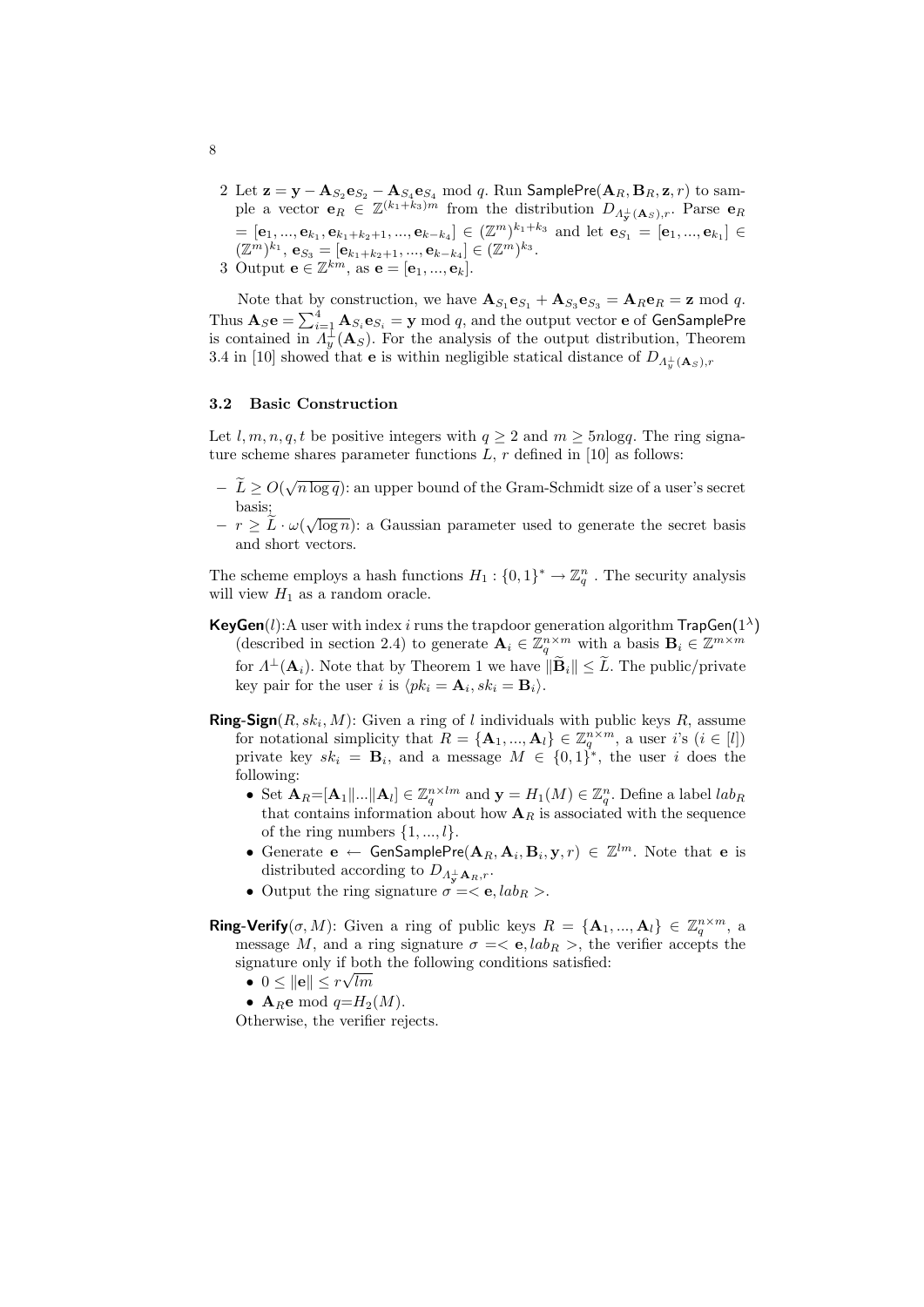2 Let $\mathbf{z} = \mathbf{y} - \mathbf{A}_{S_2}\mathbf{e}_{S_2} - \mathbf{A}_{S_4}\mathbf{e}_{S_4} \bmod q$. Run $\mathsf{SamplePre}(\mathbf{A}_R, \mathbf{B}_R, \mathbf{z}, r)$ to sample a vector $\mathbf{e}_R \in \mathbb{Z}^{(k_1+k_3)m}$ from the distribution $D_{\Lambda^{\perp}_{\mathbf{y}}(\mathbf{A}_S),r}$. Parse $\mathbf{e}_R = [\mathbf{e}_1, ..., \mathbf{e}_{k_1}, \mathbf{e}_{k_1+k_2+1}, ..., \mathbf{e}_{k-k_4}] \in (\mathbb{Z}^m)^{k_1+k_3}$ and let $\mathbf{e}_{S_1} = [\mathbf{e}_1, ..., \mathbf{e}_{k_1}] \in (\mathbb{Z}^m)^{k_1}$, $\mathbf{e}_{S_3} = [\mathbf{e}_{k_1+k_2+1}, ..., \mathbf{e}_{k-k_4}] \in (\mathbb{Z}^m)^{k_3}$.

3 Output $\mathbf{e} \in \mathbb{Z}^{km}$, as $\mathbf{e} = [\mathbf{e}_1, ..., \mathbf{e}_k]$.

Note that by construction, we have $\mathbf{A}_{S_1}\mathbf{e}_{S_1} + \mathbf{A}_{S_3}\mathbf{e}_{S_3} = \mathbf{A}_R\mathbf{e}_R = \mathbf{z} \bmod q$. Thus $\mathbf{A}_S\mathbf{e} = \sum_{i=1}^{4} \mathbf{A}_{S_i}\mathbf{e}_{S_i} = \mathbf{y} \bmod q$, and the output vector $\mathbf{e}$ of $\mathsf{GenSamplePre}$ is contained in $\Lambda^{\perp}_{y}(\mathbf{A}_S)$. For the analysis of the output distribution, Theorem 3.4 in [10] showed that $\mathbf{e}$ is within negligible statical distance of $D_{\Lambda^{\perp}_{y}(\mathbf{A}_S),r}$

### 3.2 Basic Construction

Let $l, m, n, q, t$ be positive integers with $q \geq 2$ and $m \geq 5n\log q$. The ring signature scheme shares parameter functions $L$, $r$ defined in [10] as follows:

- $\widetilde{L} \geq O(\sqrt{n \log q})$: an upper bound of the Gram-Schmidt size of a user's secret basis;
- $r \geq \widetilde{L} \cdot \omega(\sqrt{\log n})$: a Gaussian parameter used to generate the secret basis and short vectors.

The scheme employs a hash functions $H_1 : \{0,1\}^* \rightarrow \mathbb{Z}_q^n$ . The security analysis will view $H_1$ as a random oracle.

**KeyGen**$(l)$:A user with index $i$ runs the trapdoor generation algorithm $\mathsf{TrapGen}(1^\lambda)$ (described in section 2.4) to generate $\mathbf{A}_i \in \mathbb{Z}_q^{n\times m}$ with a basis $\mathbf{B}_i \in \mathbb{Z}^{m\times m}$ for $\Lambda^{\perp}(\mathbf{A}_i)$. Note that by Theorem 1 we have $\|\widetilde{\mathbf{B}}_i\| \leq \widetilde{L}$. The public/private key pair for the user $i$ is $\langle pk_i = \mathbf{A}_i, sk_i = \mathbf{B}_i \rangle$.

**Ring-Sign**$(R, sk_i, M)$: Given a ring of $l$ individuals with public keys $R$, assume for notational simplicity that $R = \{\mathbf{A}_1, ..., \mathbf{A}_l\} \in \mathbb{Z}_q^{n\times m}$, a user $i$'s $(i \in [l])$ private key $sk_i = \mathbf{B}_i$, and a message $M \in \{0,1\}^*$, the user $i$ does the following:

- Set $\mathbf{A}_R=[\mathbf{A}_1\|...\|\mathbf{A}_l] \in \mathbb{Z}_q^{n\times lm}$ and $\mathbf{y} = H_1(M) \in \mathbb{Z}_q^n$. Define a label $lab_R$ that contains information about how $\mathbf{A}_R$ is associated with the sequence of the ring numbers $\{1, ..., l\}$.
- Generate $\mathbf{e} \leftarrow \mathsf{GenSamplePre}(\mathbf{A}_R, \mathbf{A}_i, \mathbf{B}_i, \mathbf{y}, r) \in \mathbb{Z}^{lm}$. Note that $\mathbf{e}$ is distributed according to $D_{\Lambda^{\perp}_{\mathbf{y}}\mathbf{A}_R,r}$.
- Output the ring signature $\sigma =< \mathbf{e}, lab_R >$.

**Ring-Verify**$(\sigma, M)$: Given a ring of public keys $R = \{\mathbf{A}_1, ..., \mathbf{A}_l\} \in \mathbb{Z}_q^{n\times m}$, a message $M$, and a ring signature $\sigma =< \mathbf{e}, lab_R >$, the verifier accepts the signature only if both the following conditions satisfied:

- $0 \leq \|\mathbf{e}\| \leq r\sqrt{lm}$
- $\mathbf{A}_R\mathbf{e} \bmod q$=$H_2(M)$.

Otherwise, the verifier rejects.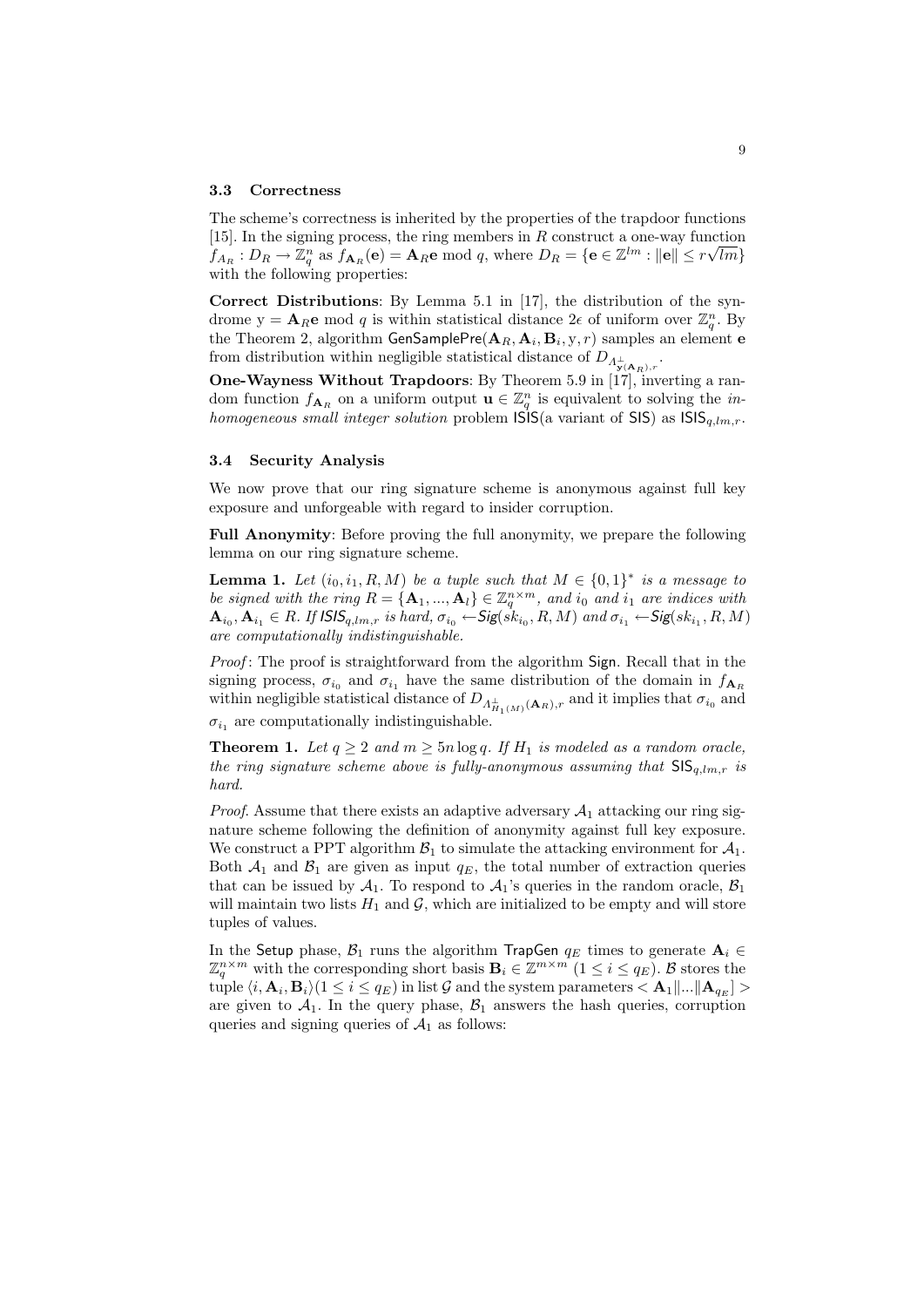### 3.3 Correctness

The scheme's correctness is inherited by the properties of the trapdoor functions [15]. In the signing process, the ring members in $R$ construct a one-way function $f_{A_R} : D_R \to \mathbb{Z}_q^n$ as $f_{\mathbf{A}_R}(\mathbf{e}) = \mathbf{A}_R\mathbf{e} \bmod q$, where $D_R = \{\mathbf{e} \in \mathbb{Z}^{lm} : \|\mathbf{e}\| \leq r\sqrt{lm}\}$ with the following properties:

**Correct Distributions**: By Lemma 5.1 in [17], the distribution of the syndrome $\mathrm{y} = \mathbf{A}_R\mathbf{e} \bmod q$ is within statistical distance $2\epsilon$ of uniform over $\mathbb{Z}_q^n$. By the Theorem 2, algorithm $\mathsf{GenSamplePre}(\mathbf{A}_R, \mathbf{A}_i, \mathbf{B}_i, \mathrm{y}, r)$ samples an element $\mathbf{e}$ from distribution within negligible statistical distance of $D_{\Lambda^{\perp}_{\mathbf{y}(\mathbf{A}_R)},r}$.

**One-Wayness Without Trapdoors**: By Theorem 5.9 in [17], inverting a random function $f_{\mathbf{A}_R}$ on a uniform output $\mathbf{u} \in \mathbb{Z}_q^n$ is equivalent to solving the *inhomogeneous small integer solution* problem $\mathsf{ISIS}$(a variant of $\mathsf{SIS}$) as $\mathsf{ISIS}_{q,lm,r}$.

### 3.4 Security Analysis

We now prove that our ring signature scheme is anonymous against full key exposure and unforgeable with regard to insider corruption.

**Full Anonymity**: Before proving the full anonymity, we prepare the following lemma on our ring signature scheme.

**Lemma 1.** *Let $(i_0, i_1, R, M)$ be a tuple such that $M \in \{0,1\}^*$ is a message to be signed with the ring $R = \{\mathbf{A}_1, ..., \mathbf{A}_l\} \in \mathbb{Z}_q^{n\times m}$, and $i_0$ and $i_1$ are indices with $\mathbf{A}_{i_0}, \mathbf{A}_{i_1} \in R$. If $\mathsf{ISIS}_{q,lm,r}$ is hard, $\sigma_{i_0} \leftarrow \mathsf{Sig}(sk_{i_0}, R, M)$ and $\sigma_{i_1} \leftarrow \mathsf{Sig}(sk_{i_1}, R, M)$ are computationally indistinguishable.*

*Proof*: The proof is straightforward from the algorithm $\mathsf{Sign}$. Recall that in the signing process, $\sigma_{i_0}$ and $\sigma_{i_1}$ have the same distribution of the domain in $f_{\mathbf{A}_R}$ within negligible statistical distance of $D_{\Lambda^{\perp}_{H_1(M)}(\mathbf{A}_R),r}$ and it implies that $\sigma_{i_0}$ and $\sigma_{i_1}$ are computationally indistinguishable.

**Theorem 1.** *Let $q \geq 2$ and $m \geq 5n \log q$. If $H_1$ is modeled as a random oracle, the ring signature scheme above is fully-anonymous assuming that $\mathsf{SIS}_{q,lm,r}$ is hard.*

*Proof.* Assume that there exists an adaptive adversary $\mathcal{A}_1$ attacking our ring signature scheme following the definition of anonymity against full key exposure. We construct a PPT algorithm $\mathcal{B}_1$ to simulate the attacking environment for $\mathcal{A}_1$. Both $\mathcal{A}_1$ and $\mathcal{B}_1$ are given as input $q_E$, the total number of extraction queries that can be issued by $\mathcal{A}_1$. To respond to $\mathcal{A}_1$'s queries in the random oracle, $\mathcal{B}_1$ will maintain two lists $H_1$ and $\mathcal{G}$, which are initialized to be empty and will store tuples of values.

In the $\mathsf{Setup}$ phase, $\mathcal{B}_1$ runs the algorithm $\mathsf{TrapGen}$ $q_E$ times to generate $\mathbf{A}_i \in \mathbb{Z}_q^{n\times m}$ with the corresponding short basis $\mathbf{B}_i \in \mathbb{Z}^{m\times m}$ $(1 \leq i \leq q_E)$. $\mathcal{B}$ stores the tuple $\langle i, \mathbf{A}_i, \mathbf{B}_i\rangle (1 \leq i \leq q_E)$ in list $\mathcal{G}$ and the system parameters $< \mathbf{A}_1\|...\|\mathbf{A}_{q_E}] >$ are given to $\mathcal{A}_1$. In the query phase, $\mathcal{B}_1$ answers the hash queries, corruption queries and signing queries of $\mathcal{A}_1$ as follows: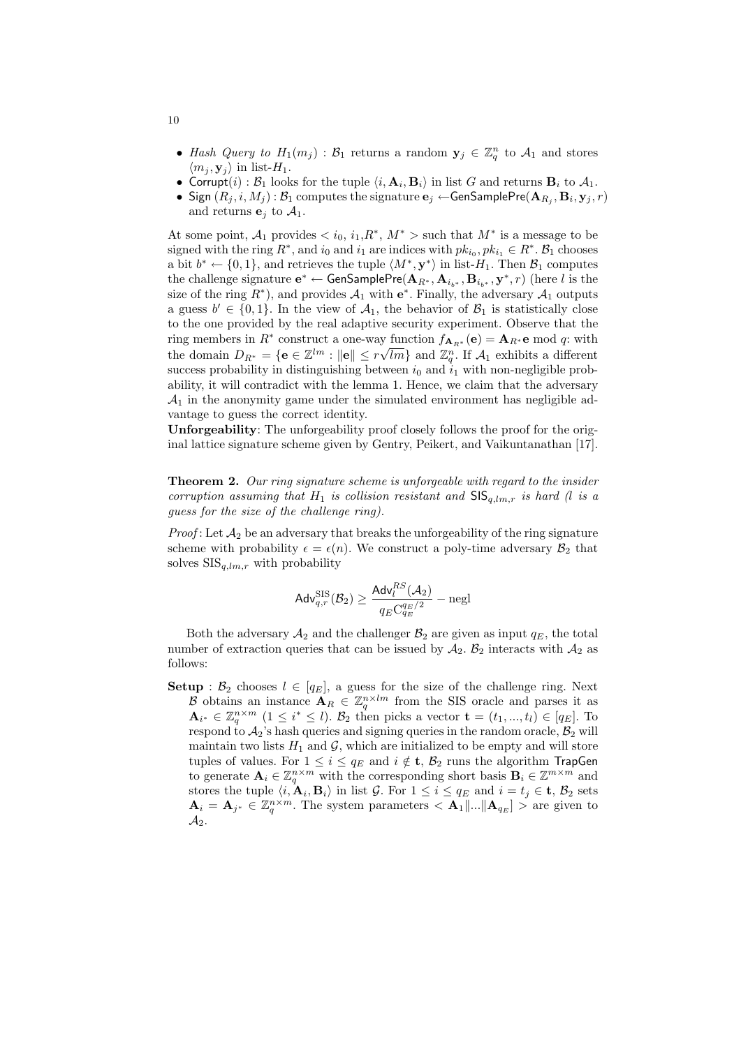- *Hash Query to* $H_1(m_j)$ : $\mathcal{B}_1$ returns a random $\mathbf{y}_j \in \mathbb{Z}_q^n$ to $\mathcal{A}_1$ and stores $\langle m_j, \mathbf{y}_j \rangle$ in list-$H_1$.
- $\mathsf{Corrupt}(i)$ : $\mathcal{B}_1$ looks for the tuple $\langle i, \mathbf{A}_i, \mathbf{B}_i \rangle$ in list $G$ and returns $\mathbf{B}_i$ to $\mathcal{A}_1$.
- $\mathsf{Sign}$ $(R_j, i, M_j)$ : $\mathcal{B}_1$ computes the signature $\mathbf{e}_j \leftarrow \mathsf{GenSamplePre}(\mathbf{A}_{R_j}, \mathbf{B}_i, \mathbf{y}_j, r)$ and returns $\mathbf{e}_j$ to $\mathcal{A}_1$.

At some point, $\mathcal{A}_1$ provides $< i_0,\, i_1, R^*,\, M^* >$ such that $M^*$ is a message to be signed with the ring $R^*$, and $i_0$ and $i_1$ are indices with $pk_{i_0}, pk_{i_1} \in R^*$. $\mathcal{B}_1$ chooses a bit $b^* \leftarrow \{0,1\}$, and retrieves the tuple $\langle M^*, \mathbf{y}^* \rangle$ in list-$H_1$. Then $\mathcal{B}_1$ computes the challenge signature $\mathbf{e}^* \leftarrow \mathsf{GenSamplePre}(\mathbf{A}_{R^*}, \mathbf{A}_{i_{b^*}}, \mathbf{B}_{i_{b^*}}, \mathbf{y}^*, r)$ (here $l$ is the size of the ring $R^*$), and provides $\mathcal{A}_1$ with $\mathbf{e}^*$. Finally, the adversary $\mathcal{A}_1$ outputs a guess $b' \in \{0,1\}$. In the view of $\mathcal{A}_1$, the behavior of $\mathcal{B}_1$ is statistically close to the one provided by the real adaptive security experiment. Observe that the ring members in $R^*$ construct a one-way function $f_{\mathbf{A}_{R^*}}(\mathbf{e}) = \mathbf{A}_{R^*}\mathbf{e} \bmod q$: with the domain $D_{R^*} = \{\mathbf{e} \in \mathbb{Z}^{lm} : \|\mathbf{e}\| \leq r\sqrt{lm}\}$ and $\mathbb{Z}_q^n$. If $\mathcal{A}_1$ exhibits a different success probability in distinguishing between $i_0$ and $i_1$ with non-negligible probability, it will contradict with the lemma 1. Hence, we claim that the adversary $\mathcal{A}_1$ in the anonymity game under the simulated environment has negligible advantage to guess the correct identity.

**Unforgeability**: The unforgeability proof closely follows the proof for the original lattice signature scheme given by Gentry, Peikert, and Vaikuntanathan [17].

**Theorem 2.** *Our ring signature scheme is unforgeable with regard to the insider corruption assuming that $H_1$ is collision resistant and $\mathsf{SIS}_{q,lm,r}$ is hard ($l$ is a guess for the size of the challenge ring).*

*Proof*: Let $\mathcal{A}_2$ be an adversary that breaks the unforgeability of the ring signature scheme with probability $\epsilon = \epsilon(n)$. We construct a poly-time adversary $\mathcal{B}_2$ that solves $\mathrm{SIS}_{q,lm,r}$ with probability

$$\mathsf{Adv}_{q,r}^{\mathrm{SIS}}(\mathcal{B}_2) \geq \frac{\mathsf{Adv}_l^{RS}(\mathcal{A}_2)}{q_E \mathrm{C}_{q_E}^{q_E/2}} - \mathrm{negl}$$

Both the adversary $\mathcal{A}_2$ and the challenger $\mathcal{B}_2$ are given as input $q_E$, the total number of extraction queries that can be issued by $\mathcal{A}_2$. $\mathcal{B}_2$ interacts with $\mathcal{A}_2$ as follows:

**Setup** : $\mathcal{B}_2$ chooses $l \in [q_E]$, a guess for the size of the challenge ring. Next $\mathcal{B}$ obtains an instance $\mathbf{A}_R \in \mathbb{Z}_q^{n \times lm}$ from the SIS oracle and parses it as $\mathbf{A}_{i^*} \in \mathbb{Z}_q^{n \times m}$ $(1 \leq i^* \leq l)$. $\mathcal{B}_2$ then picks a vector $\mathbf{t} = (t_1, ..., t_l) \in [q_E]$. To respond to $\mathcal{A}_2$'s hash queries and signing queries in the random oracle, $\mathcal{B}_2$ will maintain two lists $H_1$ and $\mathcal{G}$, which are initialized to be empty and will store tuples of values. For $1 \leq i \leq q_E$ and $i \notin \mathbf{t}$, $\mathcal{B}_2$ runs the algorithm $\mathsf{TrapGen}$ to generate $\mathbf{A}_i \in \mathbb{Z}_q^{n \times m}$ with the corresponding short basis $\mathbf{B}_i \in \mathbb{Z}^{m \times m}$ and stores the tuple $\langle i, \mathbf{A}_i, \mathbf{B}_i \rangle$ in list $\mathcal{G}$. For $1 \leq i \leq q_E$ and $i = t_j \in \mathbf{t}$, $\mathcal{B}_2$ sets $\mathbf{A}_i = \mathbf{A}_{j^*} \in \mathbb{Z}_q^{n \times m}$. The system parameters $< \mathbf{A}_1 \| ... \| \mathbf{A}_{q_E}] >$ are given to $\mathcal{A}_2$.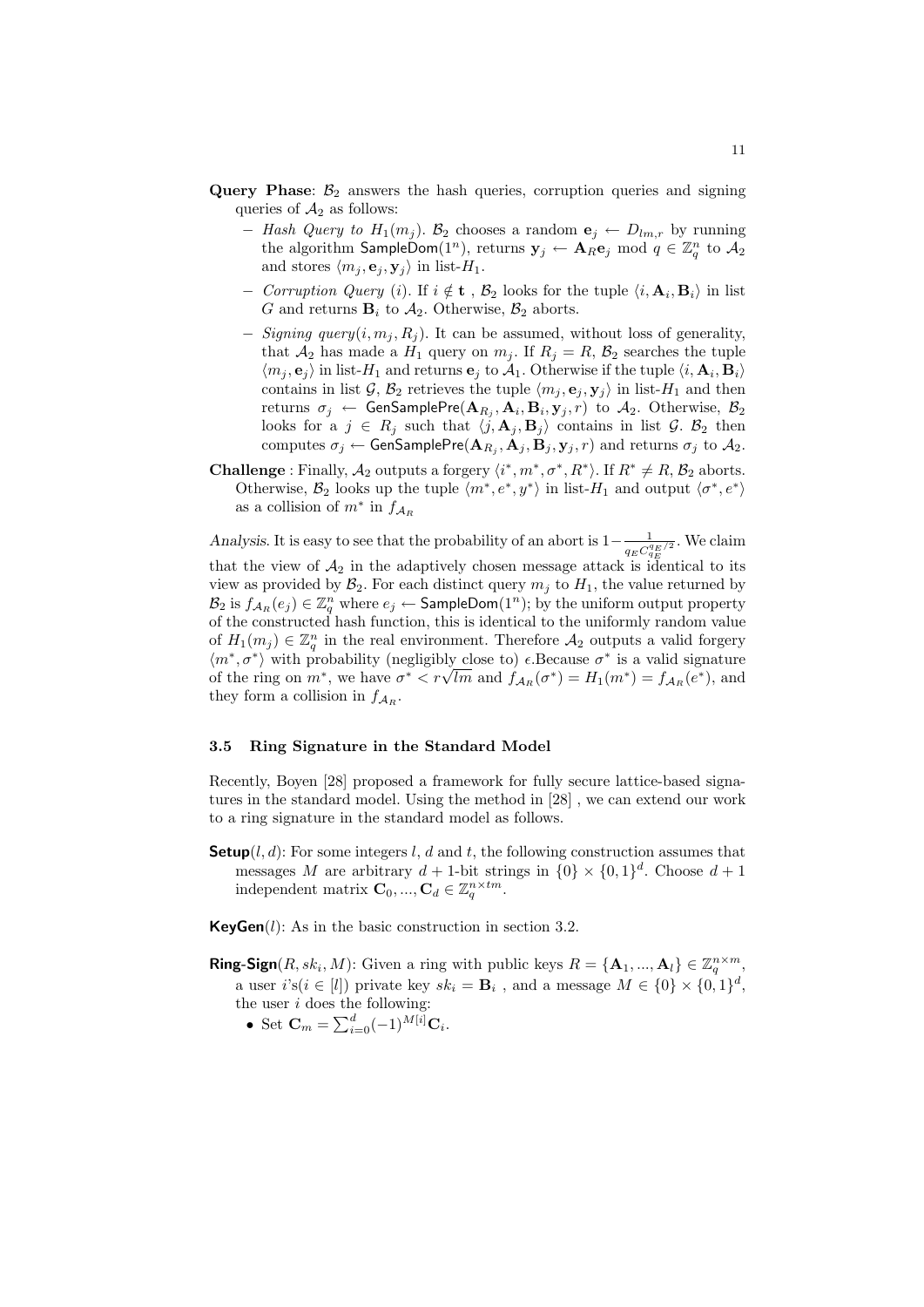**Query Phase**: $\mathcal{B}_2$ answers the hash queries, corruption queries and signing queries of $\mathcal{A}_2$ as follows:

- *Hash Query to* $H_1(m_j)$. $\mathcal{B}_2$ chooses a random $\mathbf{e}_j \leftarrow D_{lm,r}$ by running the algorithm $\mathsf{SampleDom}(1^n)$, returns $\mathbf{y}_j \leftarrow \mathbf{A}_R\mathbf{e}_j \bmod q \in \mathbb{Z}_q^n$ to $\mathcal{A}_2$ and stores $\langle m_j, \mathbf{e}_j, \mathbf{y}_j \rangle$ in list-$H_1$.
- *Corruption Query* $(i)$. If $i \notin \mathbf{t}$ , $\mathcal{B}_2$ looks for the tuple $\langle i, \mathbf{A}_i, \mathbf{B}_i \rangle$ in list $G$ and returns $\mathbf{B}_i$ to $\mathcal{A}_2$. Otherwise, $\mathcal{B}_2$ aborts.
- *Signing query*$(i, m_j, R_j)$. It can be assumed, without loss of generality, that $\mathcal{A}_2$ has made a $H_1$ query on $m_j$. If $R_j = R$, $\mathcal{B}_2$ searches the tuple $\langle m_j, \mathbf{e}_j \rangle$ in list-$H_1$ and returns $\mathbf{e}_j$ to $\mathcal{A}_1$. Otherwise if the tuple $\langle i, \mathbf{A}_i, \mathbf{B}_i \rangle$ contains in list $\mathcal{G}$, $\mathcal{B}_2$ retrieves the tuple $\langle m_j, \mathbf{e}_j, \mathbf{y}_j \rangle$ in list-$H_1$ and then returns $\sigma_j \leftarrow \mathsf{GenSamplePre}(\mathbf{A}_{R_j}, \mathbf{A}_i, \mathbf{B}_i, \mathbf{y}_j, r)$ to $\mathcal{A}_2$. Otherwise, $\mathcal{B}_2$ looks for a $j \in R_j$ such that $\langle j, \mathbf{A}_j, \mathbf{B}_j \rangle$ contains in list $\mathcal{G}$. $\mathcal{B}_2$ then computes $\sigma_j \leftarrow \mathsf{GenSamplePre}(\mathbf{A}_{R_j}, \mathbf{A}_j, \mathbf{B}_j, \mathbf{y}_j, r)$ and returns $\sigma_j$ to $\mathcal{A}_2$.

**Challenge** : Finally, $\mathcal{A}_2$ outputs a forgery $\langle i^*, m^*, \sigma^*, R^* \rangle$. If $R^* \neq R$, $\mathcal{B}_2$ aborts. Otherwise, $\mathcal{B}_2$ looks up the tuple $\langle m^*, e^*, y^* \rangle$ in list-$H_1$ and output $\langle \sigma^*, e^* \rangle$ as a collision of $m^*$ in $f_{\mathcal{A}_R}$

*Analysis.* It is easy to see that the probability of an abort is $1 - \frac{1}{q_E C_{q_E}^{q_E/2}}$. We claim that the view of $\mathcal{A}_2$ in the adaptively chosen message attack is identical to its view as provided by $\mathcal{B}_2$. For each distinct query $m_j$ to $H_1$, the value returned by $\mathcal{B}_2$ is $f_{\mathcal{A}_R}(e_j) \in \mathbb{Z}_q^n$ where $e_j \leftarrow \mathsf{SampleDom}(1^n)$; by the uniform output property of the constructed hash function, this is identical to the uniformly random value of $H_1(m_j) \in \mathbb{Z}_q^n$ in the real environment. Therefore $\mathcal{A}_2$ outputs a valid forgery $\langle m^*, \sigma^* \rangle$ with probability (negligibly close to) $\epsilon$.Because $\sigma^*$ is a valid signature of the ring on $m^*$, we have $\sigma^* < r\sqrt{lm}$ and $f_{\mathcal{A}_R}(\sigma^*) = H_1(m^*) = f_{\mathcal{A}_R}(e^*)$, and they form a collision in $f_{\mathcal{A}_R}$.

### 3.5 Ring Signature in the Standard Model

Recently, Boyen [28] proposed a framework for fully secure lattice-based signatures in the standard model. Using the method in [28] , we can extend our work to a ring signature in the standard model as follows.

**Setup**$(l, d)$: For some integers $l$, $d$ and $t$, the following construction assumes that messages $M$ are arbitrary $d+1$-bit strings in $\{0\} \times \{0,1\}^d$. Choose $d+1$ independent matrix $\mathbf{C}_0, ..., \mathbf{C}_d \in \mathbb{Z}_q^{n \times tm}$.

**KeyGen**$(l)$: As in the basic construction in section 3.2.

**Ring-Sign**$(R, sk_i, M)$: Given a ring with public keys $R = \{\mathbf{A}_1, ..., \mathbf{A}_l\} \in \mathbb{Z}_q^{n \times m}$, a user $i$'s$(i \in [l])$ private key $sk_i = \mathbf{B}_i$ , and a message $M \in \{0\} \times \{0,1\}^d$, the user $i$ does the following:

- Set $\mathbf{C}_m = \sum_{i=0}^{d} (-1)^{M[i]} \mathbf{C}_i$.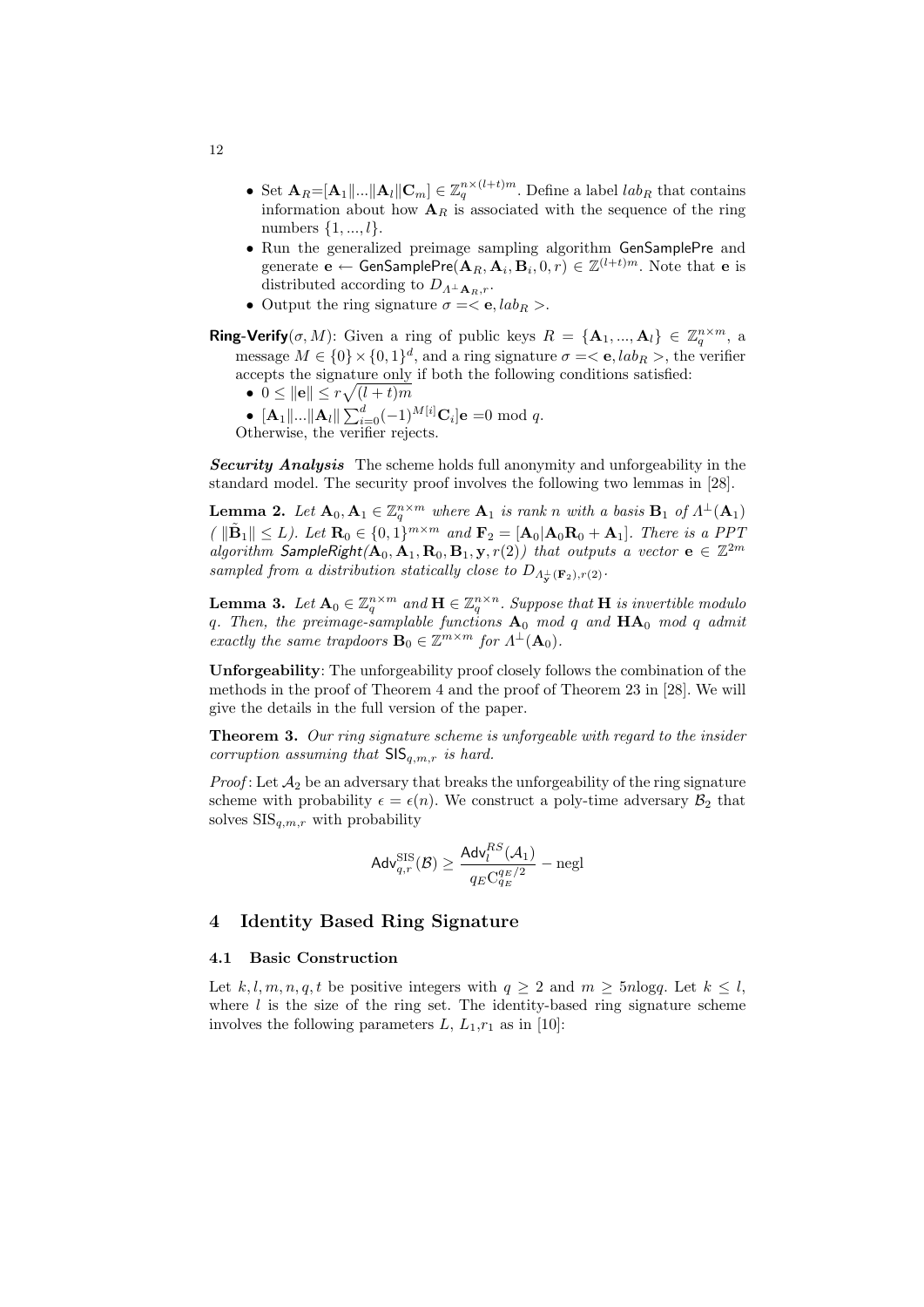- Set $\mathbf{A}_R$=$[\mathbf{A}_1\|...\|\mathbf{A}_l\|\mathbf{C}_m] \in \mathbb{Z}_q^{n\times(l+t)m}$. Define a label $lab_R$ that contains information about how $\mathbf{A}_R$ is associated with the sequence of the ring numbers $\{1,...,l\}$.
- Run the generalized preimage sampling algorithm $\mathsf{GenSamplePre}$ and generate $\mathbf{e} \leftarrow \mathsf{GenSamplePre}(\mathbf{A}_R, \mathbf{A}_i, \mathbf{B}_i, 0, r) \in \mathbb{Z}^{(l+t)m}$. Note that $\mathbf{e}$ is distributed according to $D_{\Lambda^{\perp}\mathbf{A}_R, r}$.
- Output the ring signature $\sigma =< \mathbf{e}, lab_R >$.

**Ring-Verify**$(\sigma, M)$: Given a ring of public keys $R = \{\mathbf{A}_1, ..., \mathbf{A}_l\} \in \mathbb{Z}_q^{n\times m}$, a message $M \in \{0\} \times \{0,1\}^d$, and a ring signature $\sigma =< \mathbf{e}, lab_R >$, the verifier accepts the signature only if both the following conditions satisfied:
- $0 \leq \|\mathbf{e}\| \leq r\sqrt{(l+t)m}$
- $[\mathbf{A}_1\|...\|\mathbf{A}_l\| \sum_{i=0}^{d}(-1)^{M[i]}\mathbf{C}_i]\mathbf{e} = 0 \bmod q$.

Otherwise, the verifier rejects.

***Security Analysis*** The scheme holds full anonymity and unforgeability in the standard model. The security proof involves the following two lemmas in [28].

**Lemma 2.** *Let $\mathbf{A}_0, \mathbf{A}_1 \in \mathbb{Z}_q^{n\times m}$ where $\mathbf{A}_1$ is rank $n$ with a basis $\mathbf{B}_1$ of $\Lambda^{\perp}(\mathbf{A}_1)$ ( $\|\tilde{\mathbf{B}}_1\| \leq L$). Let $\mathbf{R}_0 \in \{0,1\}^{m\times m}$ and $\mathbf{F}_2 = [\mathbf{A}_0|\mathbf{A}_0\mathbf{R}_0 + \mathbf{A}_1]$. There is a PPT algorithm SampleRight($\mathbf{A}_0, \mathbf{A}_1, \mathbf{R}_0, \mathbf{B}_1, \mathbf{y}, r(2)$) that outputs a vector $\mathbf{e} \in \mathbb{Z}^{2m}$ sampled from a distribution statically close to $D_{\Lambda^{\perp}_{\mathbf{y}}(\mathbf{F}_2), r(2)}$.*

**Lemma 3.** *Let $\mathbf{A}_0 \in \mathbb{Z}_q^{n\times m}$ and $\mathbf{H} \in \mathbb{Z}_q^{n\times n}$. Suppose that $\mathbf{H}$ is invertible modulo $q$. Then, the preimage-samplable functions $\mathbf{A}_0$ mod $q$ and $\mathbf{H}\mathbf{A}_0$ mod $q$ admit exactly the same trapdoors $\mathbf{B}_0 \in \mathbb{Z}^{m\times m}$ for $\Lambda^{\perp}(\mathbf{A}_0)$.*

**Unforgeability**: The unforgeability proof closely follows the combination of the methods in the proof of Theorem 4 and the proof of Theorem 23 in [28]. We will give the details in the full version of the paper.

**Theorem 3.** *Our ring signature scheme is unforgeable with regard to the insider corruption assuming that $\mathsf{SIS}_{q,m,r}$ is hard.*

*Proof*: Let $\mathcal{A}_2$ be an adversary that breaks the unforgeability of the ring signature scheme with probability $\epsilon = \epsilon(n)$. We construct a poly-time adversary $\mathcal{B}_2$ that solves $\mathrm{SIS}_{q,m,r}$ with probability

$$\mathsf{Adv}_{q,r}^{\mathrm{SIS}}(\mathcal{B}) \geq \frac{\mathsf{Adv}_l^{RS}(\mathcal{A}_1)}{q_E \mathrm{C}_{q_E}^{q_E/2}} - \mathrm{negl}$$

## 4 Identity Based Ring Signature

### 4.1 Basic Construction

Let $k, l, m, n, q, t$ be positive integers with $q \geq 2$ and $m \geq 5n\log q$. Let $k \leq l$, where $l$ is the size of the ring set. The identity-based ring signature scheme involves the following parameters $L$, $L_1$,$r_1$ as in [10]: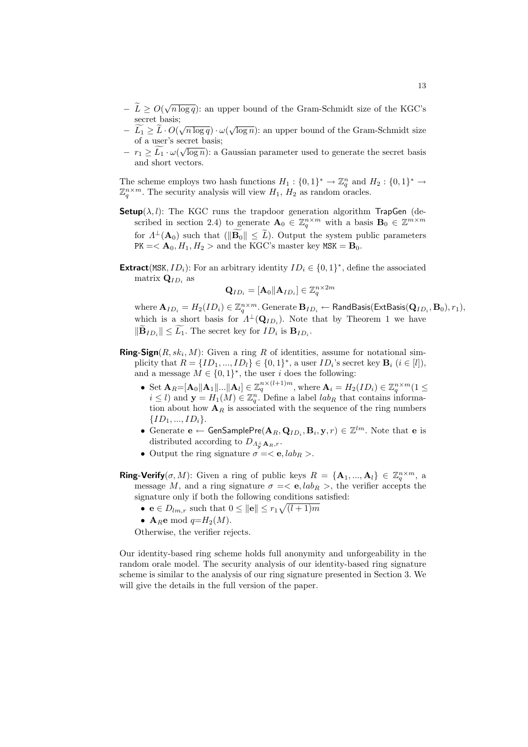- $\widetilde{L} \geq O(\sqrt{n \log q})$: an upper bound of the Gram-Schmidt size of the KGC's secret basis;
- $\widetilde{L_1} \geq \widetilde{L} \cdot O(\sqrt{n \log q}) \cdot \omega(\sqrt{\log n})$: an upper bound of the Gram-Schmidt size of a user's secret basis;
- $r_1 \geq \widetilde{L_1} \cdot \omega(\sqrt{\log n})$: a Gaussian parameter used to generate the secret basis and short vectors.

The scheme employs two hash functions $H_1 : \{0,1\}^* \to \mathbb{Z}_q^n$ and $H_2 : \{0,1\}^* \to \mathbb{Z}_q^{n \times m}$. The security analysis will view $H_1$, $H_2$ as random oracles.

**Setup**$(\lambda, l)$: The KGC runs the trapdoor generation algorithm TrapGen (described in section 2.4) to generate $\mathbf{A}_0 \in \mathbb{Z}_q^{n \times m}$ with a basis $\mathbf{B}_0 \in \mathbb{Z}^{m \times m}$ for $\Lambda^{\perp}(\mathbf{A}_0)$ such that $(\|\widetilde{\mathbf{B}_0}\| \leq \widetilde{L})$. Output the system public parameters $\texttt{PK} =< \mathbf{A}_0, H_1, H_2 >$ and the KGC's master key $\texttt{MSK} = \mathbf{B}_0$.

**Extract**$(\texttt{MSK}, ID_i)$: For an arbitrary identity $ID_i \in \{0,1\}^*$, define the associated matrix $\mathbf{Q}_{ID_i}$ as

$$\mathbf{Q}_{ID_i} = [\mathbf{A}_0 \| \mathbf{A}_{ID_i}] \in \mathbb{Z}_q^{n \times 2m}$$

where $\mathbf{A}_{ID_i} = H_2(ID_i) \in \mathbb{Z}_q^{n \times m}$. Generate $\mathbf{B}_{ID_i} \leftarrow \mathsf{RandBasis}(\mathsf{ExtBasis}(\mathbf{Q}_{ID_i}, \mathbf{B}_0), r_1)$, which is a short basis for $\Lambda^{\perp}(\mathbf{Q}_{ID_i})$. Note that by Theorem 1 we have $\|\widetilde{\mathbf{B}}_{ID_i}\| \leq \widetilde{L_1}$. The secret key for $ID_i$ is $\mathbf{B}_{ID_i}$.

**Ring-Sign**$(R, sk_i, M)$: Given a ring $R$ of identities, assume for notational simplicity that $R = \{ID_1, ..., ID_l\} \in \{0,1\}^*$, a user $ID_i$'s secret key $\mathbf{B}_i$ $(i \in [l])$, and a message $M \in \{0,1\}^*$, the user $i$ does the following:

- Set $\mathbf{A}_R$=$[\mathbf{A}_0 \| \mathbf{A}_1 \| ... \| \mathbf{A}_l] \in \mathbb{Z}_q^{n \times (l+1)m}$, where $\mathbf{A}_i = H_2(ID_i) \in \mathbb{Z}_q^{n \times m} (1 \leq i \leq l)$ and $\mathbf{y} = H_1(M) \in \mathbb{Z}_q^n$. Define a label $lab_R$ that contains information about how $\mathbf{A}_R$ is associated with the sequence of the ring numbers $\{ID_1, ..., ID_i\}$.
- Generate $\mathbf{e} \leftarrow \mathsf{GenSamplePre}(\mathbf{A}_R, \mathbf{Q}_{ID_i}, \mathbf{B}_i, \mathbf{y}, r) \in \mathbb{Z}^{lm}$. Note that $\mathbf{e}$ is distributed according to $D_{\Lambda_{\mathbf{y}}^{\perp} \mathbf{A}_R, r}$.
- Output the ring signature $\sigma =< \mathbf{e}, lab_R >$.

**Ring-Verify**$(\sigma, M)$: Given a ring of public keys $R = \{\mathbf{A}_1, ..., \mathbf{A}_l\} \in \mathbb{Z}_q^{n \times m}$, a message $M$, and a ring signature $\sigma =< \mathbf{e}, lab_R >$, the verifier accepts the signature only if both the following conditions satisfied:

- $\mathbf{e} \in D_{lm,r}$ such that $0 \leq \|\mathbf{e}\| \leq r_1 \sqrt{(l+1)m}$
- $\mathbf{A}_R \mathbf{e} \bmod q$=$H_2(M)$.

Otherwise, the verifier rejects.

Our identity-based ring scheme holds full anonymity and unforgeability in the random orale model. The security analysis of our identity-based ring signature scheme is similar to the analysis of our ring signature presented in Section 3. We will give the details in the full version of the paper.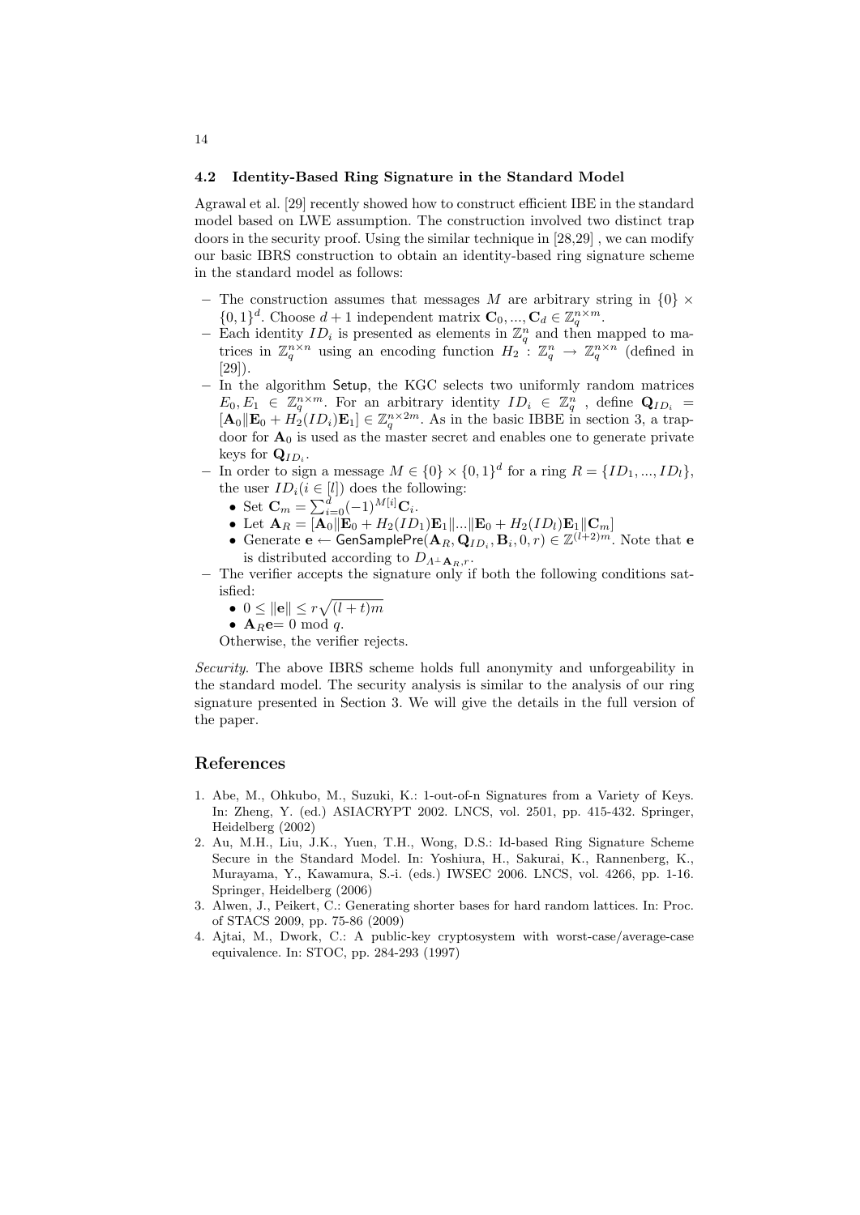### 4.2 Identity-Based Ring Signature in the Standard Model

Agrawal et al. [29] recently showed how to construct efficient IBE in the standard model based on LWE assumption. The construction involved two distinct trap doors in the security proof. Using the similar technique in [28,29] , we can modify our basic IBRS construction to obtain an identity-based ring signature scheme in the standard model as follows:

- The construction assumes that messages $M$ are arbitrary string in $\{0\} \times \{0,1\}^d$. Choose $d+1$ independent matrix $\mathbf{C}_0, ..., \mathbf{C}_d \in \mathbb{Z}_q^{n \times m}$.
- Each identity $ID_i$ is presented as elements in $\mathbb{Z}_q^n$ and then mapped to matrices in $\mathbb{Z}_q^{n \times n}$ using an encoding function $H_2 : \mathbb{Z}_q^n \rightarrow \mathbb{Z}_q^{n \times n}$ (defined in [29]).
- In the algorithm Setup, the KGC selects two uniformly random matrices $E_0, E_1 \in \mathbb{Z}_q^{n \times m}$. For an arbitrary identity $ID_i \in \mathbb{Z}_q^n$ , define $\mathbf{Q}_{ID_i} = [\mathbf{A}_0 \| \mathbf{E}_0 + H_2(ID_i)\mathbf{E}_1] \in \mathbb{Z}_q^{n \times 2m}$. As in the basic IBBE in section 3, a trapdoor for $\mathbf{A}_0$ is used as the master secret and enables one to generate private keys for $\mathbf{Q}_{ID_i}$.
- In order to sign a message $M \in \{0\} \times \{0,1\}^d$ for a ring $R = \{ID_1, ..., ID_l\}$, the user $ID_i (i \in [l])$ does the following:
  - Set $\mathbf{C}_m = \sum_{i=0}^{d} (-1)^{M[i]} \mathbf{C}_i$.
  - Let $\mathbf{A}_R = [\mathbf{A}_0 \| \mathbf{E}_0 + H_2(ID_1)\mathbf{E}_1 \| ... \| \mathbf{E}_0 + H_2(ID_l)\mathbf{E}_1 \| \mathbf{C}_m]$
  - Generate $\mathbf{e} \leftarrow \mathsf{GenSamplePre}(\mathbf{A}_R, \mathbf{Q}_{ID_i}, \mathbf{B}_i, 0, r) \in \mathbb{Z}^{(l+2)m}$. Note that $\mathbf{e}$ is distributed according to $D_{\Lambda^{\perp}\mathbf{A}_R, r}$.
- The verifier accepts the signature only if both the following conditions satisfied:
  - $0 \leq \|\mathbf{e}\| \leq r\sqrt{(l+t)m}$
  - $\mathbf{A}_R \mathbf{e} = 0 \bmod q$.

  Otherwise, the verifier rejects.

*Security*. The above IBRS scheme holds full anonymity and unforgeability in the standard model. The security analysis is similar to the analysis of our ring signature presented in Section 3. We will give the details in the full version of the paper.

## References

1. Abe, M., Ohkubo, M., Suzuki, K.: 1-out-of-n Signatures from a Variety of Keys. In: Zheng, Y. (ed.) ASIACRYPT 2002. LNCS, vol. 2501, pp. 415-432. Springer, Heidelberg (2002)
2. Au, M.H., Liu, J.K., Yuen, T.H., Wong, D.S.: Id-based Ring Signature Scheme Secure in the Standard Model. In: Yoshiura, H., Sakurai, K., Rannenberg, K., Murayama, Y., Kawamura, S.-i. (eds.) IWSEC 2006. LNCS, vol. 4266, pp. 1-16. Springer, Heidelberg (2006)
3. Alwen, J., Peikert, C.: Generating shorter bases for hard random lattices. In: Proc. of STACS 2009, pp. 75-86 (2009)
4. Ajtai, M., Dwork, C.: A public-key cryptosystem with worst-case/average-case equivalence. In: STOC, pp. 284-293 (1997)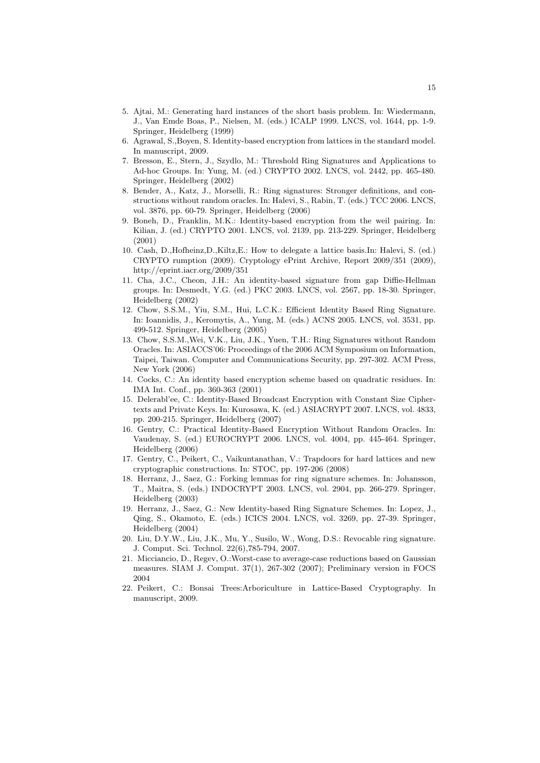5. Ajtai, M.: Generating hard instances of the short basis problem. In: Wiedermann, J., Van Emde Boas, P., Nielsen, M. (eds.) ICALP 1999. LNCS, vol. 1644, pp. 1-9. Springer, Heidelberg (1999)
6. Agrawal, S.,Boyen, S. Identity-based encryption from lattices in the standard model. In manuscript, 2009.
7. Bresson, E., Stern, J., Szydlo, M.: Threshold Ring Signatures and Applications to Ad-hoc Groups. In: Yung, M. (ed.) CRYPTO 2002. LNCS, vol. 2442, pp. 465-480. Springer, Heidelberg (2002)
8. Bender, A., Katz, J., Morselli, R.: Ring signatures: Stronger definitions, and constructions without random oracles. In: Halevi, S., Rabin, T. (eds.) TCC 2006. LNCS, vol. 3876, pp. 60-79. Springer, Heidelberg (2006)
9. Boneh, D., Franklin, M.K.: Identity-based encryption from the weil pairing. In: Kilian, J. (ed.) CRYPTO 2001. LNCS, vol. 2139, pp. 213-229. Springer, Heidelberg (2001)
10. Cash, D.,Hofheinz,D.,Kiltz,E.: How to delegate a lattice basis.In: Halevi, S. (ed.) CRYPTO rumption (2009). Cryptology ePrint Archive, Report 2009/351 (2009), http://eprint.iacr.org/2009/351
11. Cha, J.C., Cheon, J.H.: An identity-based signature from gap Diffie-Hellman groups. In: Desmedt, Y.G. (ed.) PKC 2003. LNCS, vol. 2567, pp. 18-30. Springer, Heidelberg (2002)
12. Chow, S.S.M., Yiu, S.M., Hui, L.C.K.: Efficient Identity Based Ring Signature. In: Ioannidis, J., Keromytis, A., Yung, M. (eds.) ACNS 2005. LNCS, vol. 3531, pp. 499-512. Springer, Heidelberg (2005)
13. Chow, S.S.M.,Wei, V.K., Liu, J.K., Yuen, T.H.: Ring Signatures without Random Oracles. In: ASIACCS'06: Proceedings of the 2006 ACM Symposium on Information, Taipei, Taiwan. Computer and Communications Security, pp. 297-302. ACM Press, New York (2006)
14. Cocks, C.: An identity based encryption scheme based on quadratic residues. In: IMA Int. Conf., pp. 360-363 (2001)
15. Delerabl'ee, C.: Identity-Based Broadcast Encryption with Constant Size Ciphertexts and Private Keys. In: Kurosawa, K. (ed.) ASIACRYPT 2007. LNCS, vol. 4833, pp. 200-215. Springer, Heidelberg (2007)
16. Gentry, C.: Practical Identity-Based Encryption Without Random Oracles. In: Vaudenay, S. (ed.) EUROCRYPT 2006. LNCS, vol. 4004, pp. 445-464. Springer, Heidelberg (2006)
17. Gentry, C., Peikert, C., Vaikuntanathan, V.: Trapdoors for hard lattices and new cryptographic constructions. In: STOC, pp. 197-206 (2008)
18. Herranz, J., Saez, G.: Forking lemmas for ring signature schemes. In: Johansson, T., Maitra, S. (eds.) INDOCRYPT 2003. LNCS, vol. 2904, pp. 266-279. Springer, Heidelberg (2003)
19. Herranz, J., Saez, G.: New Identity-based Ring Signature Schemes. In: Lopez, J., Qing, S., Okamoto, E. (eds.) ICICS 2004. LNCS, vol. 3269, pp. 27-39. Springer, Heidelberg (2004)
20. Liu, D.Y.W., Liu, J.K., Mu, Y., Susilo, W., Wong, D.S.: Revocable ring signature. J. Comput. Sci. Technol. 22(6),785-794, 2007.
21. Micciancio, D., Regev, O.:Worst-case to average-case reductions based on Gaussian measures. SIAM J. Comput. 37(1), 267-302 (2007); Preliminary version in FOCS 2004
22. Peikert, C.: Bonsai Trees:Arboriculture in Lattice-Based Cryptography. In manuscript, 2009.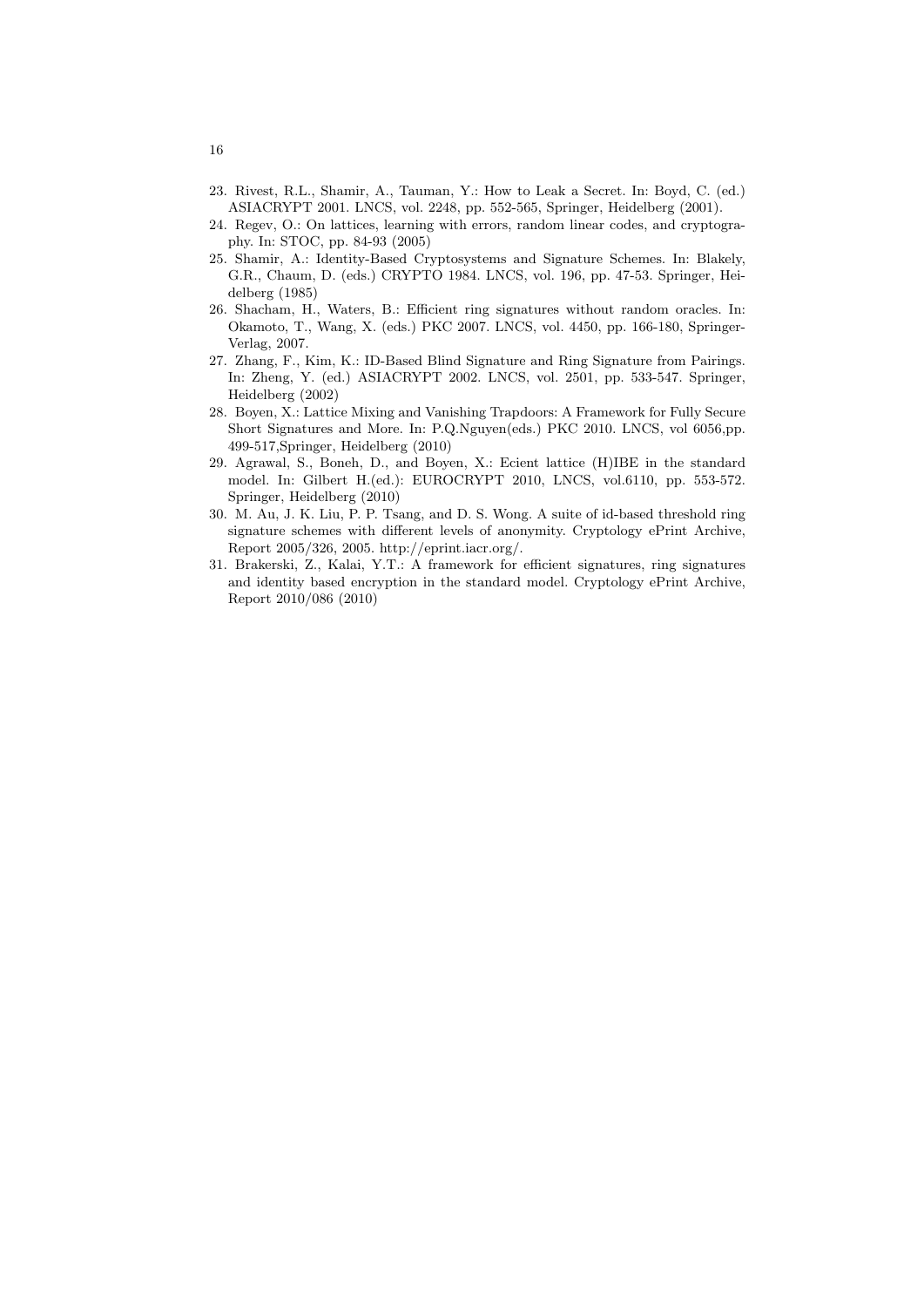23. Rivest, R.L., Shamir, A., Tauman, Y.: How to Leak a Secret. In: Boyd, C. (ed.) ASIACRYPT 2001. LNCS, vol. 2248, pp. 552-565, Springer, Heidelberg (2001).
24. Regev, O.: On lattices, learning with errors, random linear codes, and cryptography. In: STOC, pp. 84-93 (2005)
25. Shamir, A.: Identity-Based Cryptosystems and Signature Schemes. In: Blakely, G.R., Chaum, D. (eds.) CRYPTO 1984. LNCS, vol. 196, pp. 47-53. Springer, Heidelberg (1985)
26. Shacham, H., Waters, B.: Efficient ring signatures without random oracles. In: Okamoto, T., Wang, X. (eds.) PKC 2007. LNCS, vol. 4450, pp. 166-180, Springer-Verlag, 2007.
27. Zhang, F., Kim, K.: ID-Based Blind Signature and Ring Signature from Pairings. In: Zheng, Y. (ed.) ASIACRYPT 2002. LNCS, vol. 2501, pp. 533-547. Springer, Heidelberg (2002)
28. Boyen, X.: Lattice Mixing and Vanishing Trapdoors: A Framework for Fully Secure Short Signatures and More. In: P.Q.Nguyen(eds.) PKC 2010. LNCS, vol 6056,pp. 499-517,Springer, Heidelberg (2010)
29. Agrawal, S., Boneh, D., and Boyen, X.: Ecient lattice (H)IBE in the standard model. In: Gilbert H.(ed.): EUROCRYPT 2010, LNCS, vol.6110, pp. 553-572. Springer, Heidelberg (2010)
30. M. Au, J. K. Liu, P. P. Tsang, and D. S. Wong. A suite of id-based threshold ring signature schemes with different levels of anonymity. Cryptology ePrint Archive, Report 2005/326, 2005. http://eprint.iacr.org/.
31. Brakerski, Z., Kalai, Y.T.: A framework for efficient signatures, ring signatures and identity based encryption in the standard model. Cryptology ePrint Archive, Report 2010/086 (2010)